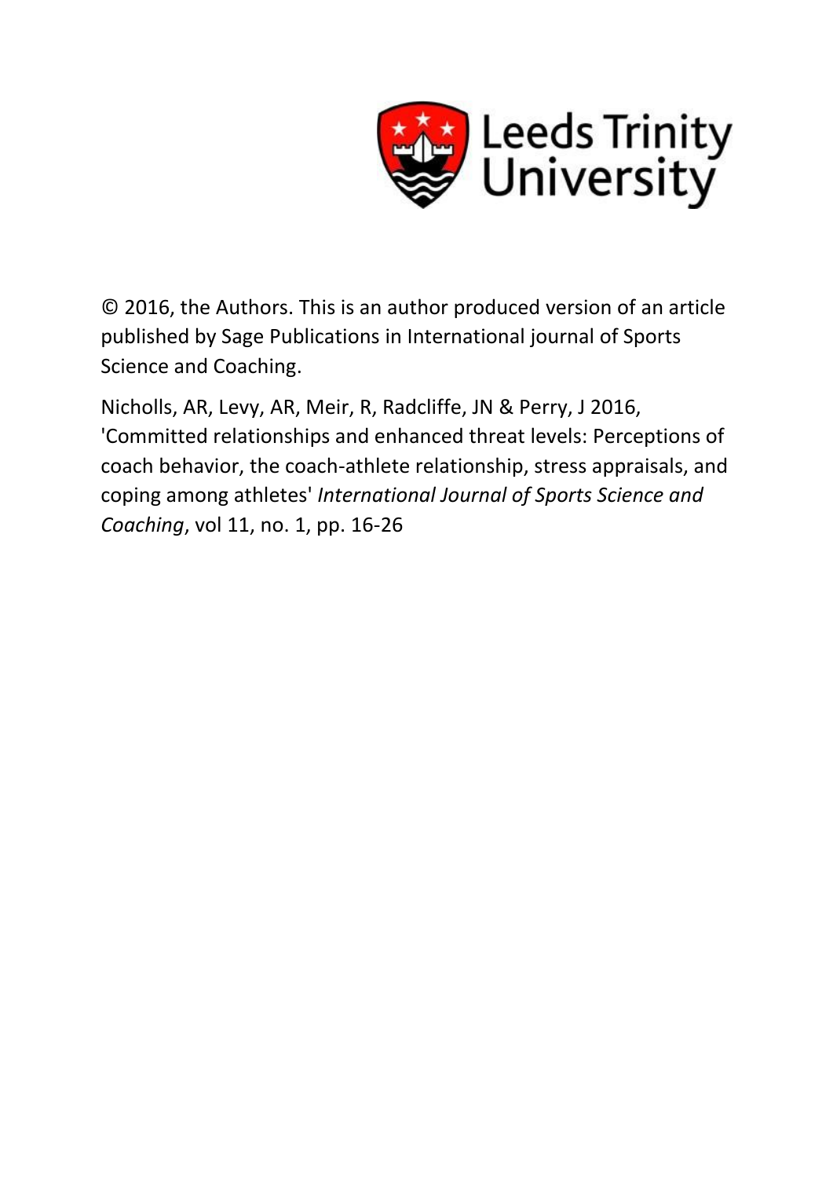Leeds Trinity University

© 2016, the Authors. This is an author produced version of an article published by Sage Publications in International journal of Sports Science and Coaching.

Nicholls, AR, Levy, AR, Meir, R, Radcliffe, JN & Perry, J 2016, 'Committed relationships and enhanced threat levels: Perceptions of coach behavior, the coach-athlete relationship, stress appraisals, and coping among athletes' *International Journal of Sports Science and Coaching*, vol 11, no. 1, pp. 16-26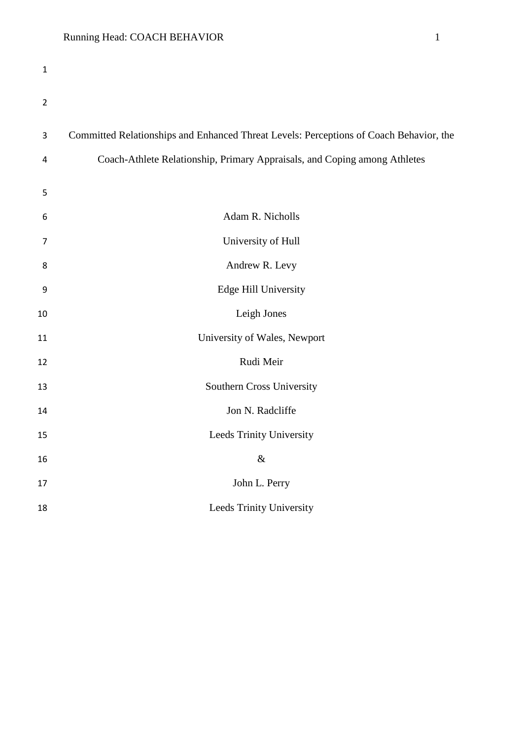# Committed Relationships and Enhanced Threat Levels: Perceptions of Coach Behavior, the Coach-Athlete Relationship, Primary Appraisals, and Coping among Athletes

Adam R. Nicholls

University of Hull

Andrew R. Levy

Edge Hill University

Leigh Jones

University of Wales, Newport

Rudi Meir

Southern Cross University

Jon N. Radcliffe

Leeds Trinity University

&

John L. Perry

Leeds Trinity University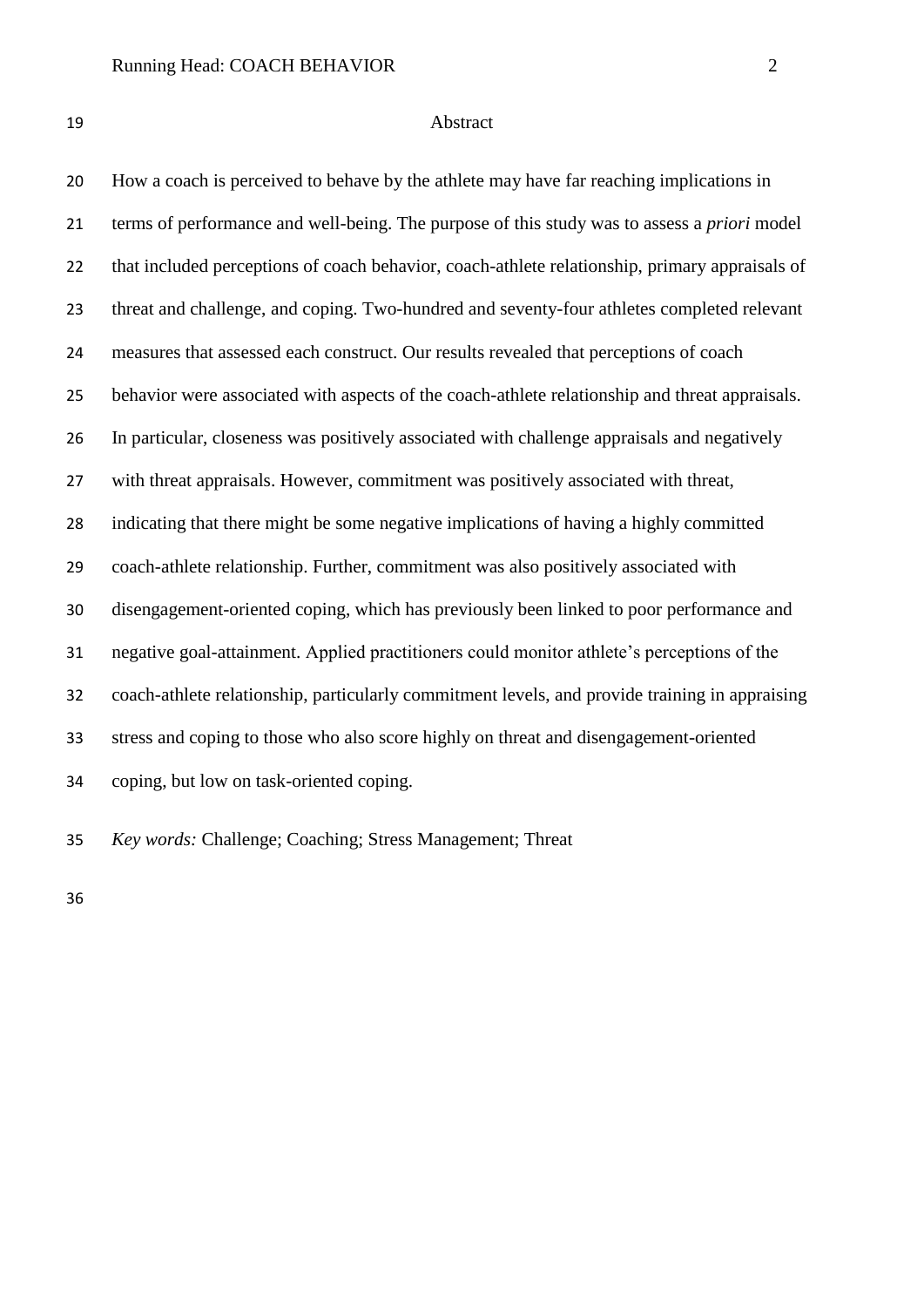## Abstract

How a coach is perceived to behave by the athlete may have far reaching implications in terms of performance and well-being. The purpose of this study was to assess a *priori* model that included perceptions of coach behavior, coach-athlete relationship, primary appraisals of threat and challenge, and coping. Two-hundred and seventy-four athletes completed relevant measures that assessed each construct. Our results revealed that perceptions of coach behavior were associated with aspects of the coach-athlete relationship and threat appraisals. In particular, closeness was positively associated with challenge appraisals and negatively with threat appraisals. However, commitment was positively associated with threat, indicating that there might be some negative implications of having a highly committed coach-athlete relationship. Further, commitment was also positively associated with disengagement-oriented coping, which has previously been linked to poor performance and negative goal-attainment. Applied practitioners could monitor athlete's perceptions of the coach-athlete relationship, particularly commitment levels, and provide training in appraising stress and coping to those who also score highly on threat and disengagement-oriented coping, but low on task-oriented coping.

*Key words:* Challenge; Coaching; Stress Management; Threat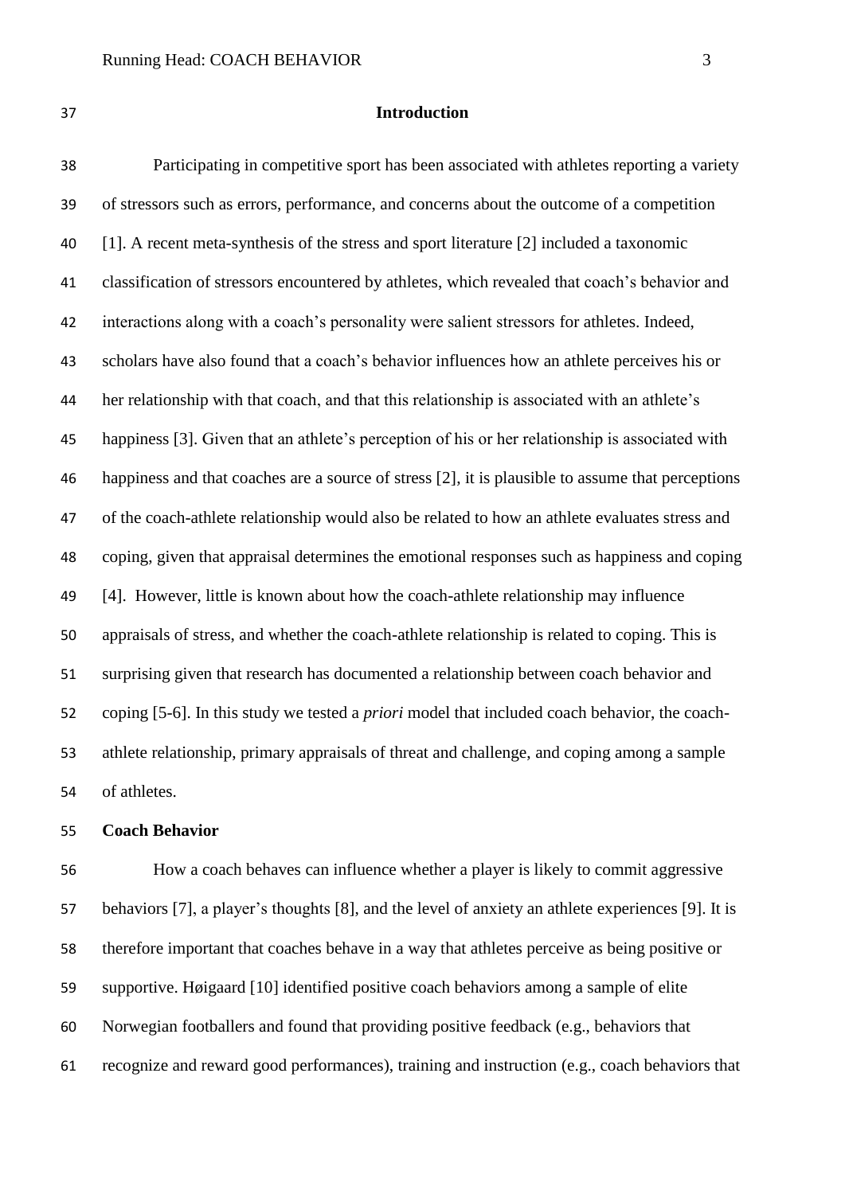## Introduction

Participating in competitive sport has been associated with athletes reporting a variety of stressors such as errors, performance, and concerns about the outcome of a competition [1]. A recent meta-synthesis of the stress and sport literature [2] included a taxonomic classification of stressors encountered by athletes, which revealed that coach's behavior and interactions along with a coach's personality were salient stressors for athletes. Indeed, scholars have also found that a coach's behavior influences how an athlete perceives his or her relationship with that coach, and that this relationship is associated with an athlete's happiness [3]. Given that an athlete's perception of his or her relationship is associated with happiness and that coaches are a source of stress [2], it is plausible to assume that perceptions of the coach-athlete relationship would also be related to how an athlete evaluates stress and coping, given that appraisal determines the emotional responses such as happiness and coping [4]. However, little is known about how the coach-athlete relationship may influence appraisals of stress, and whether the coach-athlete relationship is related to coping. This is surprising given that research has documented a relationship between coach behavior and coping [5-6]. In this study we tested a *priori* model that included coach behavior, the coach-athlete relationship, primary appraisals of threat and challenge, and coping among a sample of athletes.

### Coach Behavior

How a coach behaves can influence whether a player is likely to commit aggressive behaviors [7], a player's thoughts [8], and the level of anxiety an athlete experiences [9]. It is therefore important that coaches behave in a way that athletes perceive as being positive or supportive. Høigaard [10] identified positive coach behaviors among a sample of elite Norwegian footballers and found that providing positive feedback (e.g., behaviors that recognize and reward good performances), training and instruction (e.g., coach behaviors that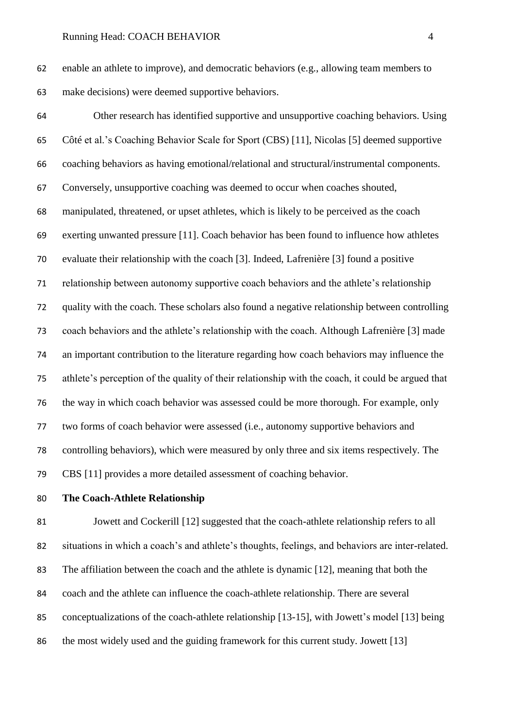enable an athlete to improve), and democratic behaviors (e.g., allowing team members to make decisions) were deemed supportive behaviors.

Other research has identified supportive and unsupportive coaching behaviors. Using Côté et al.'s Coaching Behavior Scale for Sport (CBS) [11], Nicolas [5] deemed supportive coaching behaviors as having emotional/relational and structural/instrumental components. Conversely, unsupportive coaching was deemed to occur when coaches shouted, manipulated, threatened, or upset athletes, which is likely to be perceived as the coach exerting unwanted pressure [11]. Coach behavior has been found to influence how athletes evaluate their relationship with the coach [3]. Indeed, Lafrenière [3] found a positive relationship between autonomy supportive coach behaviors and the athlete's relationship quality with the coach. These scholars also found a negative relationship between controlling coach behaviors and the athlete's relationship with the coach. Although Lafrenière [3] made an important contribution to the literature regarding how coach behaviors may influence the athlete's perception of the quality of their relationship with the coach, it could be argued that the way in which coach behavior was assessed could be more thorough. For example, only two forms of coach behavior were assessed (i.e., autonomy supportive behaviors and controlling behaviors), which were measured by only three and six items respectively. The CBS [11] provides a more detailed assessment of coaching behavior.

## The Coach-Athlete Relationship

Jowett and Cockerill [12] suggested that the coach-athlete relationship refers to all situations in which a coach's and athlete's thoughts, feelings, and behaviors are inter-related. The affiliation between the coach and the athlete is dynamic [12], meaning that both the coach and the athlete can influence the coach-athlete relationship. There are several conceptualizations of the coach-athlete relationship [13-15], with Jowett's model [13] being the most widely used and the guiding framework for this current study. Jowett [13]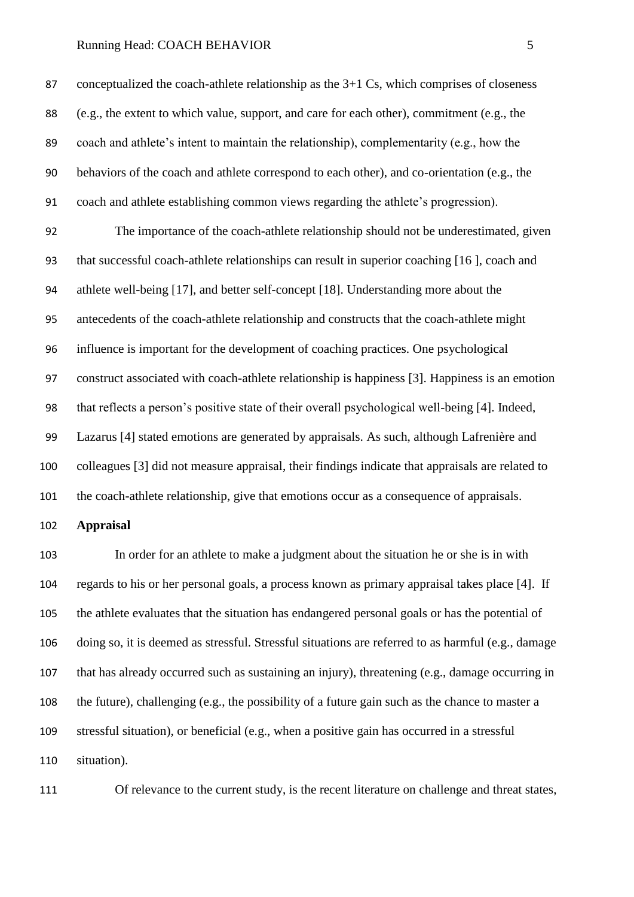conceptualized the coach-athlete relationship as the 3+1 Cs, which comprises of closeness (e.g., the extent to which value, support, and care for each other), commitment (e.g., the coach and athlete's intent to maintain the relationship), complementarity (e.g., how the behaviors of the coach and athlete correspond to each other), and co-orientation (e.g., the coach and athlete establishing common views regarding the athlete's progression).

The importance of the coach-athlete relationship should not be underestimated, given that successful coach-athlete relationships can result in superior coaching [16 ], coach and athlete well-being [17], and better self-concept [18]. Understanding more about the antecedents of the coach-athlete relationship and constructs that the coach-athlete might influence is important for the development of coaching practices. One psychological construct associated with coach-athlete relationship is happiness [3]. Happiness is an emotion that reflects a person's positive state of their overall psychological well-being [4]. Indeed, Lazarus [4] stated emotions are generated by appraisals. As such, although Lafrenière and colleagues [3] did not measure appraisal, their findings indicate that appraisals are related to the coach-athlete relationship, give that emotions occur as a consequence of appraisals.

**Appraisal**

In order for an athlete to make a judgment about the situation he or she is in with regards to his or her personal goals, a process known as primary appraisal takes place [4]. If the athlete evaluates that the situation has endangered personal goals or has the potential of doing so, it is deemed as stressful. Stressful situations are referred to as harmful (e.g., damage that has already occurred such as sustaining an injury), threatening (e.g., damage occurring in the future), challenging (e.g., the possibility of a future gain such as the chance to master a stressful situation), or beneficial (e.g., when a positive gain has occurred in a stressful situation).

Of relevance to the current study, is the recent literature on challenge and threat states,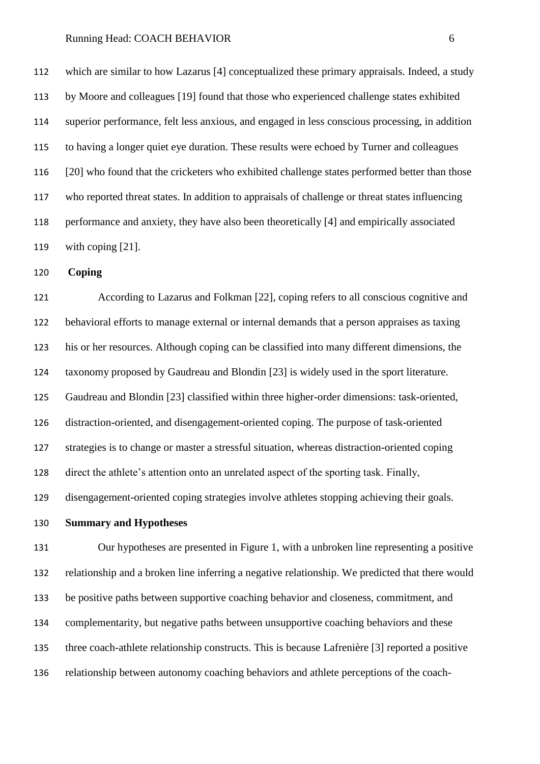which are similar to how Lazarus [4] conceptualized these primary appraisals. Indeed, a study by Moore and colleagues [19] found that those who experienced challenge states exhibited superior performance, felt less anxious, and engaged in less conscious processing, in addition to having a longer quiet eye duration. These results were echoed by Turner and colleagues [20] who found that the cricketers who exhibited challenge states performed better than those who reported threat states. In addition to appraisals of challenge or threat states influencing performance and anxiety, they have also been theoretically [4] and empirically associated with coping [21].

## Coping

According to Lazarus and Folkman [22], coping refers to all conscious cognitive and behavioral efforts to manage external or internal demands that a person appraises as taxing his or her resources. Although coping can be classified into many different dimensions, the taxonomy proposed by Gaudreau and Blondin [23] is widely used in the sport literature. Gaudreau and Blondin [23] classified within three higher-order dimensions: task-oriented, distraction-oriented, and disengagement-oriented coping. The purpose of task-oriented strategies is to change or master a stressful situation, whereas distraction-oriented coping direct the athlete's attention onto an unrelated aspect of the sporting task. Finally, disengagement-oriented coping strategies involve athletes stopping achieving their goals.

## Summary and Hypotheses

Our hypotheses are presented in Figure 1, with a unbroken line representing a positive relationship and a broken line inferring a negative relationship. We predicted that there would be positive paths between supportive coaching behavior and closeness, commitment, and complementarity, but negative paths between unsupportive coaching behaviors and these three coach-athlete relationship constructs. This is because Lafrenière [3] reported a positive relationship between autonomy coaching behaviors and athlete perceptions of the coach-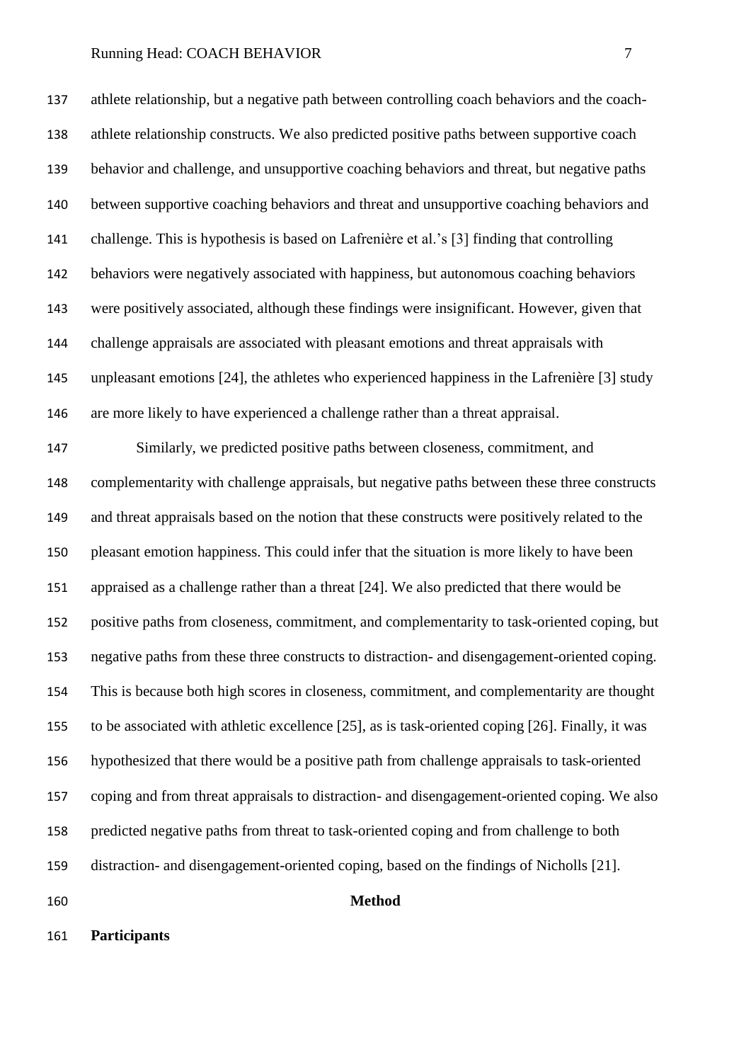athlete relationship, but a negative path between controlling coach behaviors and the coach-athlete relationship constructs. We also predicted positive paths between supportive coach behavior and challenge, and unsupportive coaching behaviors and threat, but negative paths between supportive coaching behaviors and threat and unsupportive coaching behaviors and challenge. This is hypothesis is based on Lafrenière et al.'s [3] finding that controlling behaviors were negatively associated with happiness, but autonomous coaching behaviors were positively associated, although these findings were insignificant. However, given that challenge appraisals are associated with pleasant emotions and threat appraisals with unpleasant emotions [24], the athletes who experienced happiness in the Lafrenière [3] study are more likely to have experienced a challenge rather than a threat appraisal.

Similarly, we predicted positive paths between closeness, commitment, and complementarity with challenge appraisals, but negative paths between these three constructs and threat appraisals based on the notion that these constructs were positively related to the pleasant emotion happiness. This could infer that the situation is more likely to have been appraised as a challenge rather than a threat [24]. We also predicted that there would be positive paths from closeness, commitment, and complementarity to task-oriented coping, but negative paths from these three constructs to distraction- and disengagement-oriented coping. This is because both high scores in closeness, commitment, and complementarity are thought to be associated with athletic excellence [25], as is task-oriented coping [26]. Finally, it was hypothesized that there would be a positive path from challenge appraisals to task-oriented coping and from threat appraisals to distraction- and disengagement-oriented coping. We also predicted negative paths from threat to task-oriented coping and from challenge to both distraction- and disengagement-oriented coping, based on the findings of Nicholls [21].

# Method

## Participants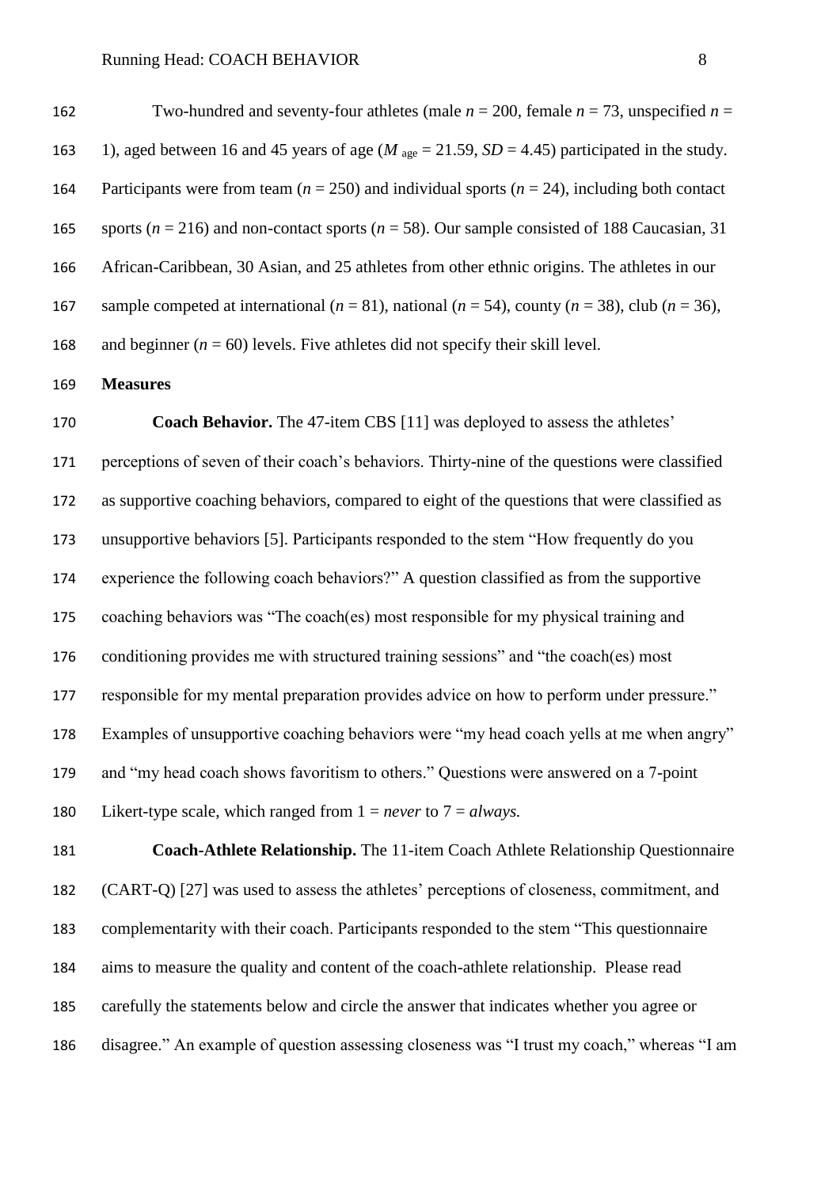Two-hundred and seventy-four athletes (male $n$ = 200, female $n$ = 73, unspecified $n$ = 1), aged between 16 and 45 years of age ($M_{age}$ = 21.59, $SD$ = 4.45) participated in the study. Participants were from team ($n$ = 250) and individual sports ($n$ = 24), including both contact sports ($n$ = 216) and non-contact sports ($n$ = 58). Our sample consisted of 188 Caucasian, 31 African-Caribbean, 30 Asian, and 25 athletes from other ethnic origins. The athletes in our sample competed at international ($n$ = 81), national ($n$ = 54), county ($n$ = 38), club ($n$ = 36), and beginner ($n$ = 60) levels. Five athletes did not specify their skill level.

**Measures**

**Coach Behavior.** The 47-item CBS [11] was deployed to assess the athletes' perceptions of seven of their coach's behaviors. Thirty-nine of the questions were classified as supportive coaching behaviors, compared to eight of the questions that were classified as unsupportive behaviors [5]. Participants responded to the stem "How frequently do you experience the following coach behaviors?" A question classified as from the supportive coaching behaviors was "The coach(es) most responsible for my physical training and conditioning provides me with structured training sessions" and "the coach(es) most responsible for my mental preparation provides advice on how to perform under pressure." Examples of unsupportive coaching behaviors were "my head coach yells at me when angry" and "my head coach shows favoritism to others." Questions were answered on a 7-point Likert-type scale, which ranged from 1 = *never* to 7 = *always.*

**Coach-Athlete Relationship.** The 11-item Coach Athlete Relationship Questionnaire (CART-Q) [27] was used to assess the athletes' perceptions of closeness, commitment, and complementarity with their coach. Participants responded to the stem "This questionnaire aims to measure the quality and content of the coach-athlete relationship. Please read carefully the statements below and circle the answer that indicates whether you agree or disagree." An example of question assessing closeness was "I trust my coach," whereas "I am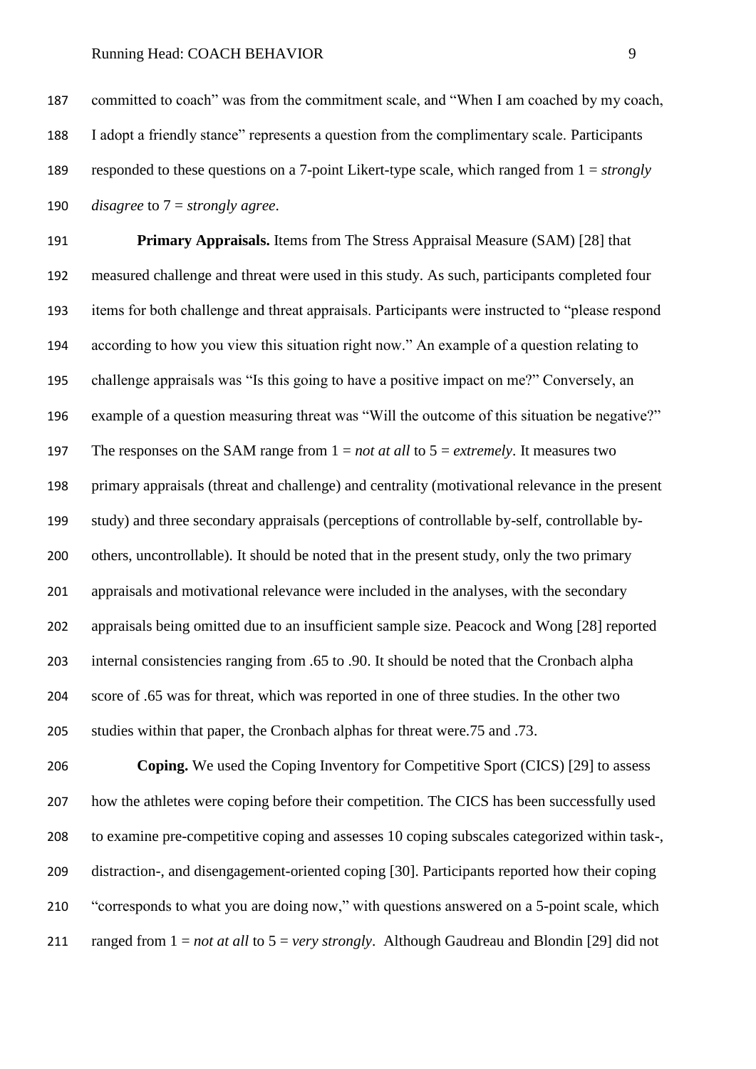committed to coach" was from the commitment scale, and "When I am coached by my coach, I adopt a friendly stance" represents a question from the complimentary scale. Participants responded to these questions on a 7-point Likert-type scale, which ranged from 1 = *strongly disagree* to 7 = *strongly agree*.

**Primary Appraisals.** Items from The Stress Appraisal Measure (SAM) [28] that measured challenge and threat were used in this study. As such, participants completed four items for both challenge and threat appraisals. Participants were instructed to "please respond according to how you view this situation right now." An example of a question relating to challenge appraisals was "Is this going to have a positive impact on me?" Conversely, an example of a question measuring threat was "Will the outcome of this situation be negative?" The responses on the SAM range from 1 = *not at all* to 5 = *extremely*. It measures two primary appraisals (threat and challenge) and centrality (motivational relevance in the present study) and three secondary appraisals (perceptions of controllable by-self, controllable by-others, uncontrollable). It should be noted that in the present study, only the two primary appraisals and motivational relevance were included in the analyses, with the secondary appraisals being omitted due to an insufficient sample size. Peacock and Wong [28] reported internal consistencies ranging from .65 to .90. It should be noted that the Cronbach alpha score of .65 was for threat, which was reported in one of three studies. In the other two studies within that paper, the Cronbach alphas for threat were.75 and .73.

**Coping.** We used the Coping Inventory for Competitive Sport (CICS) [29] to assess how the athletes were coping before their competition. The CICS has been successfully used to examine pre-competitive coping and assesses 10 coping subscales categorized within task-, distraction-, and disengagement-oriented coping [30]. Participants reported how their coping "corresponds to what you are doing now," with questions answered on a 5-point scale, which ranged from 1 = *not at all* to 5 = *very strongly*. Although Gaudreau and Blondin [29] did not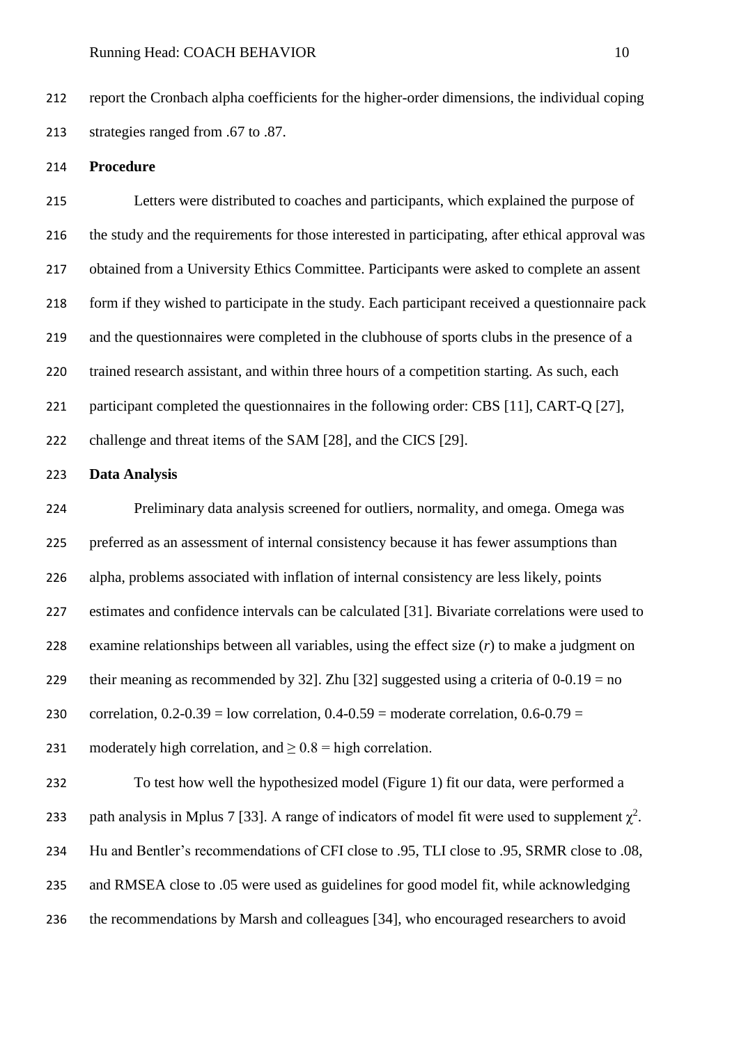report the Cronbach alpha coefficients for the higher-order dimensions, the individual coping strategies ranged from .67 to .87.

**Procedure**

Letters were distributed to coaches and participants, which explained the purpose of the study and the requirements for those interested in participating, after ethical approval was obtained from a University Ethics Committee. Participants were asked to complete an assent form if they wished to participate in the study. Each participant received a questionnaire pack and the questionnaires were completed in the clubhouse of sports clubs in the presence of a trained research assistant, and within three hours of a competition starting. As such, each participant completed the questionnaires in the following order: CBS [11], CART-Q [27], challenge and threat items of the SAM [28], and the CICS [29].

**Data Analysis**

Preliminary data analysis screened for outliers, normality, and omega. Omega was preferred as an assessment of internal consistency because it has fewer assumptions than alpha, problems associated with inflation of internal consistency are less likely, points estimates and confidence intervals can be calculated [31]. Bivariate correlations were used to examine relationships between all variables, using the effect size (*r*) to make a judgment on their meaning as recommended by 32]. Zhu [32] suggested using a criteria of 0-0.19 = no correlation, 0.2-0.39 = low correlation, 0.4-0.59 = moderate correlation, 0.6-0.79 = moderately high correlation, and $\geq 0.8$ = high correlation.

To test how well the hypothesized model (Figure 1) fit our data, were performed a path analysis in Mplus 7 [33]. A range of indicators of model fit were used to supplement $\chi^2$. Hu and Bentler's recommendations of CFI close to .95, TLI close to .95, SRMR close to .08, and RMSEA close to .05 were used as guidelines for good model fit, while acknowledging the recommendations by Marsh and colleagues [34], who encouraged researchers to avoid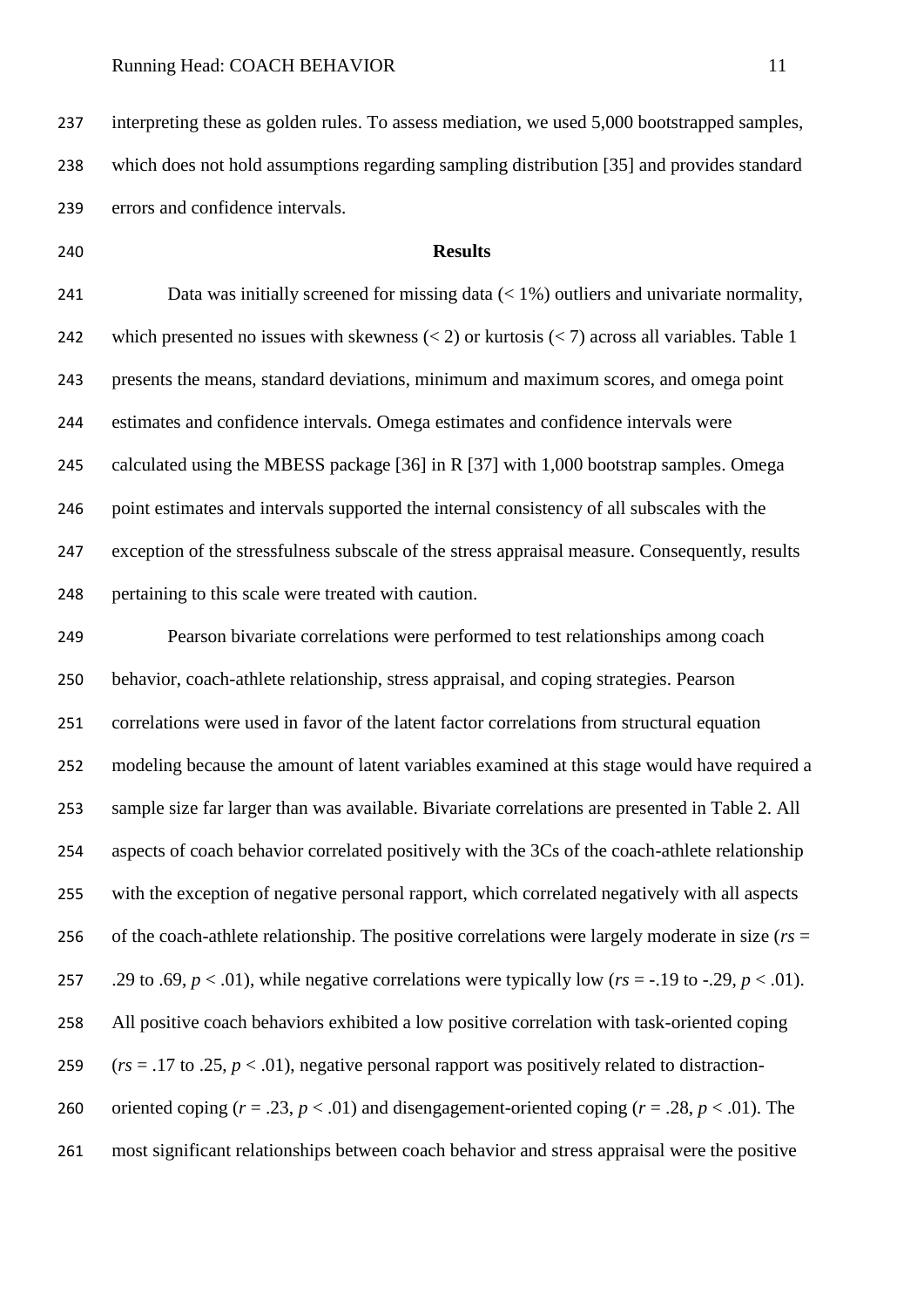interpreting these as golden rules. To assess mediation, we used 5,000 bootstrapped samples, which does not hold assumptions regarding sampling distribution [35] and provides standard errors and confidence intervals.

## Results

Data was initially screened for missing data (< 1%) outliers and univariate normality, which presented no issues with skewness (< 2) or kurtosis (< 7) across all variables. Table 1 presents the means, standard deviations, minimum and maximum scores, and omega point estimates and confidence intervals. Omega estimates and confidence intervals were calculated using the MBESS package [36] in R [37] with 1,000 bootstrap samples. Omega point estimates and intervals supported the internal consistency of all subscales with the exception of the stressfulness subscale of the stress appraisal measure. Consequently, results pertaining to this scale were treated with caution.

Pearson bivariate correlations were performed to test relationships among coach behavior, coach-athlete relationship, stress appraisal, and coping strategies. Pearson correlations were used in favor of the latent factor correlations from structural equation modeling because the amount of latent variables examined at this stage would have required a sample size far larger than was available. Bivariate correlations are presented in Table 2. All aspects of coach behavior correlated positively with the 3Cs of the coach-athlete relationship with the exception of negative personal rapport, which correlated negatively with all aspects of the coach-athlete relationship. The positive correlations were largely moderate in size (*rs* = .29 to .69, $p < .01$), while negative correlations were typically low (*rs* = -.19 to -.29, $p < .01$). All positive coach behaviors exhibited a low positive correlation with task-oriented coping (*rs* = .17 to .25, $p < .01$), negative personal rapport was positively related to distraction-oriented coping ($r = .23$, $p < .01$) and disengagement-oriented coping ($r = .28$, $p < .01$). The most significant relationships between coach behavior and stress appraisal were the positive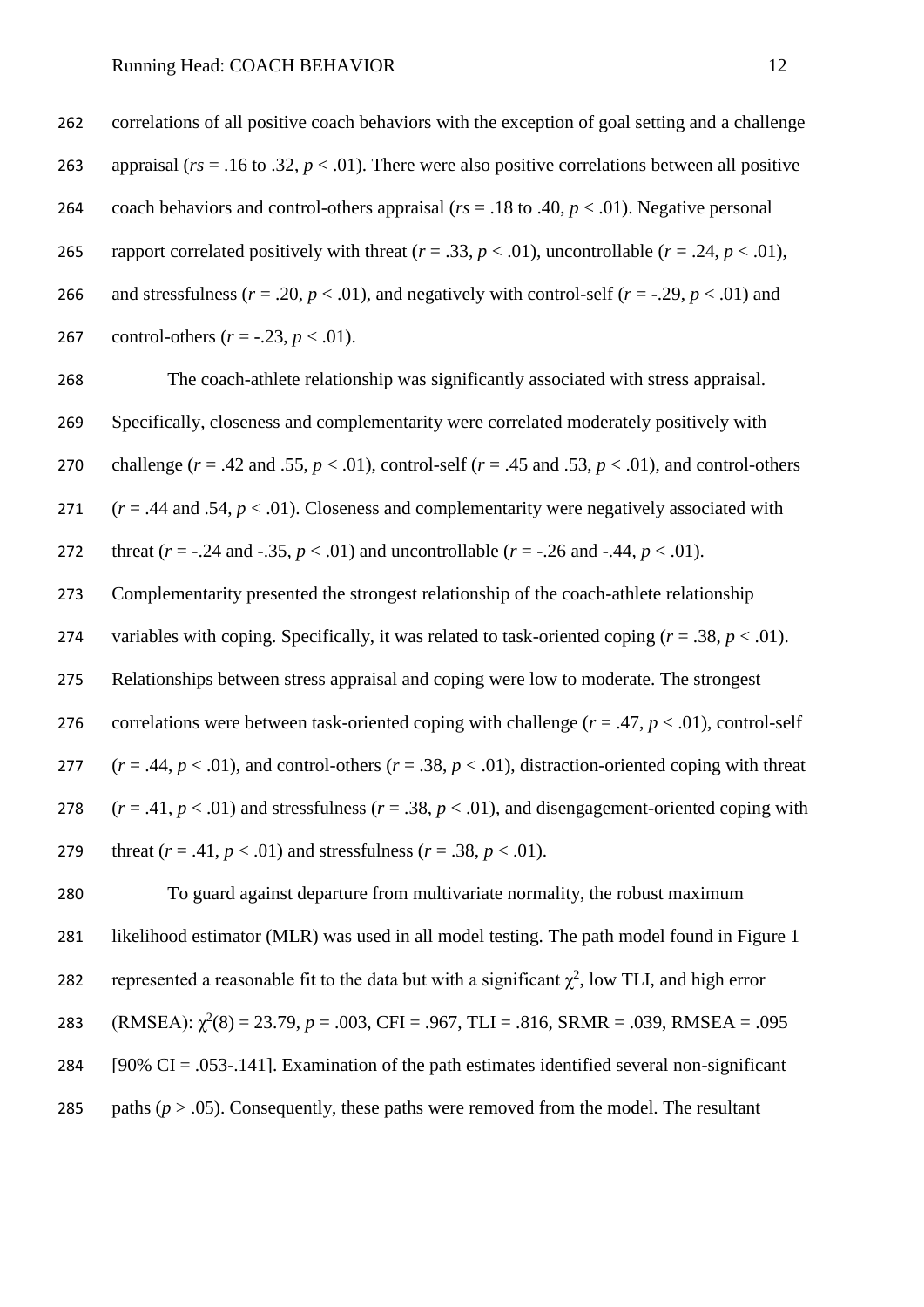correlations of all positive coach behaviors with the exception of goal setting and a challenge appraisal (*rs* = .16 to .32, $p < .01$). There were also positive correlations between all positive coach behaviors and control-others appraisal (*rs* = .18 to .40, $p < .01$). Negative personal rapport correlated positively with threat ($r = .33$, $p < .01$), uncontrollable ($r = .24$, $p < .01$), and stressfulness ($r = .20$, $p < .01$), and negatively with control-self ($r = -.29$, $p < .01$) and control-others ($r = -.23$, $p < .01$).

The coach-athlete relationship was significantly associated with stress appraisal. Specifically, closeness and complementarity were correlated moderately positively with challenge ($r$ = .42 and .55, $p < .01$), control-self ($r$ = .45 and .53, $p < .01$), and control-others ($r$ = .44 and .54, $p < .01$). Closeness and complementarity were negatively associated with threat ($r$ = -.24 and -.35, $p < .01$) and uncontrollable ($r$ = -.26 and -.44, $p < .01$). Complementarity presented the strongest relationship of the coach-athlete relationship variables with coping. Specifically, it was related to task-oriented coping ($r = .38$, $p < .01$). Relationships between stress appraisal and coping were low to moderate. The strongest correlations were between task-oriented coping with challenge ($r = .47$, $p < .01$), control-self ($r = .44$, $p < .01$), and control-others ($r = .38$, $p < .01$), distraction-oriented coping with threat ($r = .41$, $p < .01$) and stressfulness ($r = .38$, $p < .01$), and disengagement-oriented coping with threat ($r = .41$, $p < .01$) and stressfulness ($r = .38$, $p < .01$).

To guard against departure from multivariate normality, the robust maximum likelihood estimator (MLR) was used in all model testing. The path model found in Figure 1 represented a reasonable fit to the data but with a significant $\chi^2$, low TLI, and high error (RMSEA): $\chi^2(8) = 23.79$, $p = .003$, CFI = .967, TLI = .816, SRMR = .039, RMSEA = .095 [90% CI = .053-.141]. Examination of the path estimates identified several non-significant paths ($p > .05$). Consequently, these paths were removed from the model. The resultant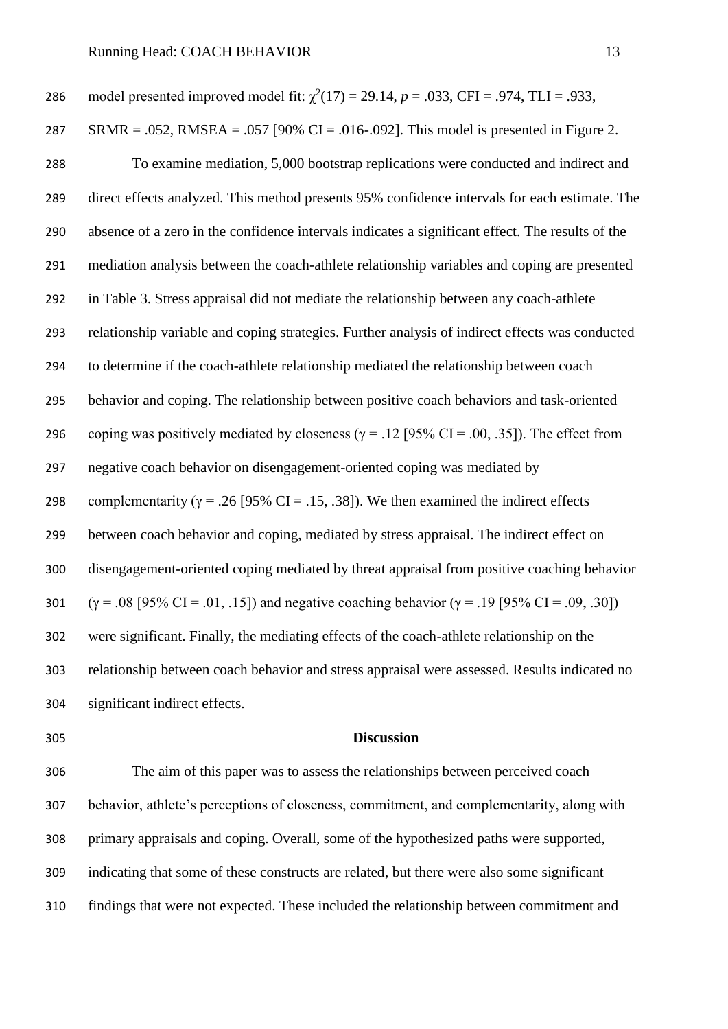model presented improved model fit: $\chi^2(17) = 29.14$, $p = .033$, CFI = .974, TLI = .933, SRMR = .052, RMSEA = .057 [90% CI = .016-.092]. This model is presented in Figure 2.

To examine mediation, 5,000 bootstrap replications were conducted and indirect and direct effects analyzed. This method presents 95% confidence intervals for each estimate. The absence of a zero in the confidence intervals indicates a significant effect. The results of the mediation analysis between the coach-athlete relationship variables and coping are presented in Table 3. Stress appraisal did not mediate the relationship between any coach-athlete relationship variable and coping strategies. Further analysis of indirect effects was conducted to determine if the coach-athlete relationship mediated the relationship between coach behavior and coping. The relationship between positive coach behaviors and task-oriented coping was positively mediated by closeness ($\gamma = .12$ [95% CI = .00, .35]). The effect from negative coach behavior on disengagement-oriented coping was mediated by complementarity ($\gamma = .26$ [95% CI = .15, .38]). We then examined the indirect effects between coach behavior and coping, mediated by stress appraisal. The indirect effect on disengagement-oriented coping mediated by threat appraisal from positive coaching behavior ($\gamma = .08$ [95% CI = .01, .15]) and negative coaching behavior ($\gamma = .19$ [95% CI = .09, .30]) were significant. Finally, the mediating effects of the coach-athlete relationship on the relationship between coach behavior and stress appraisal were assessed. Results indicated no significant indirect effects.

## Discussion

The aim of this paper was to assess the relationships between perceived coach behavior, athlete's perceptions of closeness, commitment, and complementarity, along with primary appraisals and coping. Overall, some of the hypothesized paths were supported, indicating that some of these constructs are related, but there were also some significant findings that were not expected. These included the relationship between commitment and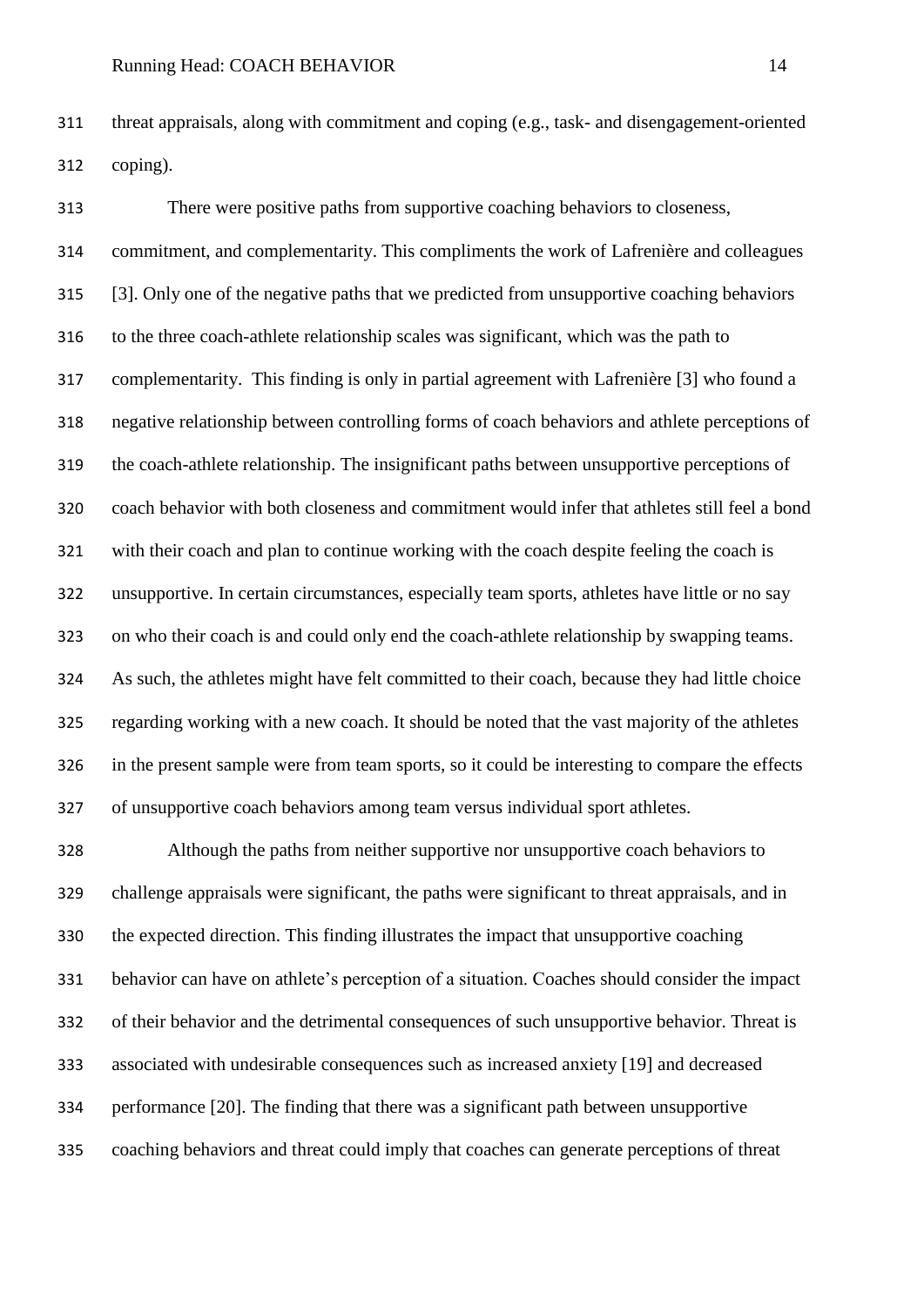threat appraisals, along with commitment and coping (e.g., task- and disengagement-oriented coping).

There were positive paths from supportive coaching behaviors to closeness, commitment, and complementarity. This compliments the work of Lafrenière and colleagues [3]. Only one of the negative paths that we predicted from unsupportive coaching behaviors to the three coach-athlete relationship scales was significant, which was the path to complementarity. This finding is only in partial agreement with Lafrenière [3] who found a negative relationship between controlling forms of coach behaviors and athlete perceptions of the coach-athlete relationship. The insignificant paths between unsupportive perceptions of coach behavior with both closeness and commitment would infer that athletes still feel a bond with their coach and plan to continue working with the coach despite feeling the coach is unsupportive. In certain circumstances, especially team sports, athletes have little or no say on who their coach is and could only end the coach-athlete relationship by swapping teams. As such, the athletes might have felt committed to their coach, because they had little choice regarding working with a new coach. It should be noted that the vast majority of the athletes in the present sample were from team sports, so it could be interesting to compare the effects of unsupportive coach behaviors among team versus individual sport athletes.

Although the paths from neither supportive nor unsupportive coach behaviors to challenge appraisals were significant, the paths were significant to threat appraisals, and in the expected direction. This finding illustrates the impact that unsupportive coaching behavior can have on athlete's perception of a situation. Coaches should consider the impact of their behavior and the detrimental consequences of such unsupportive behavior. Threat is associated with undesirable consequences such as increased anxiety [19] and decreased performance [20]. The finding that there was a significant path between unsupportive coaching behaviors and threat could imply that coaches can generate perceptions of threat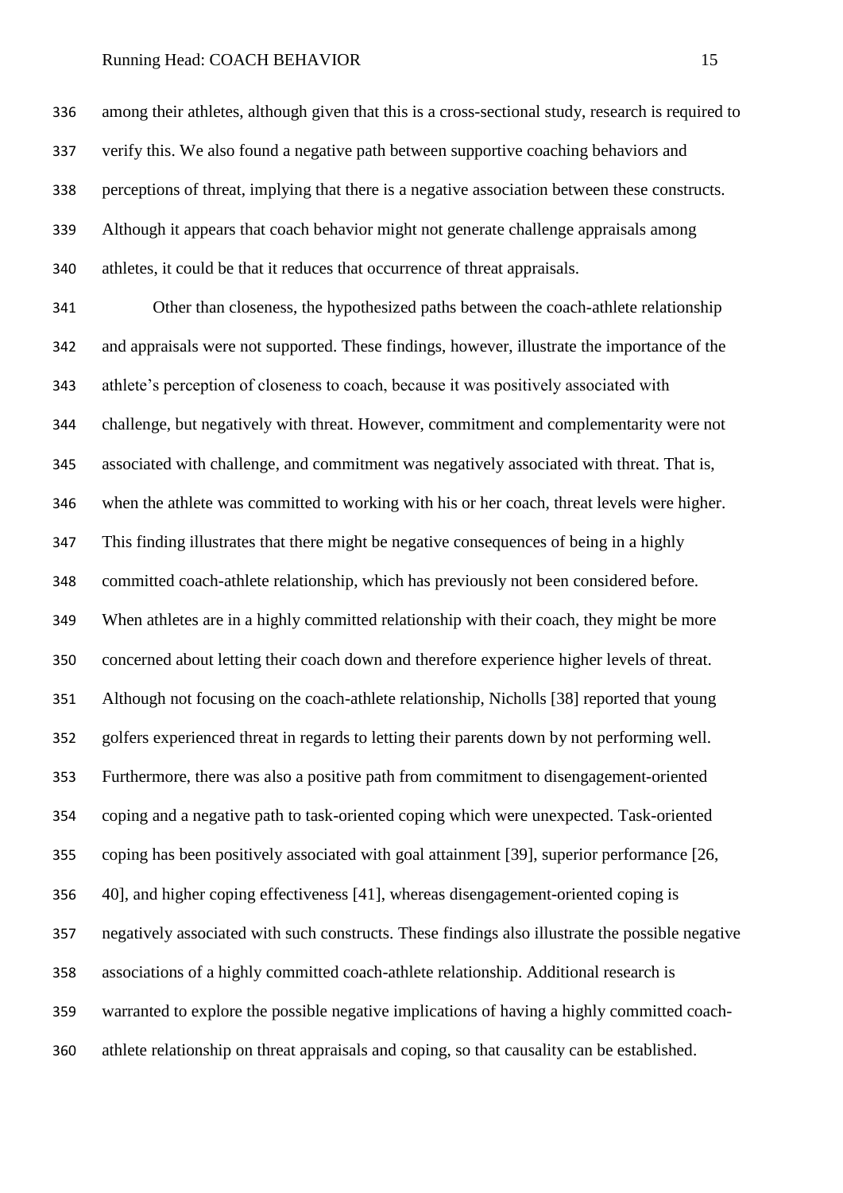among their athletes, although given that this is a cross-sectional study, research is required to verify this. We also found a negative path between supportive coaching behaviors and perceptions of threat, implying that there is a negative association between these constructs. Although it appears that coach behavior might not generate challenge appraisals among athletes, it could be that it reduces that occurrence of threat appraisals.

Other than closeness, the hypothesized paths between the coach-athlete relationship and appraisals were not supported. These findings, however, illustrate the importance of the athlete's perception of closeness to coach, because it was positively associated with challenge, but negatively with threat. However, commitment and complementarity were not associated with challenge, and commitment was negatively associated with threat. That is, when the athlete was committed to working with his or her coach, threat levels were higher. This finding illustrates that there might be negative consequences of being in a highly committed coach-athlete relationship, which has previously not been considered before. When athletes are in a highly committed relationship with their coach, they might be more concerned about letting their coach down and therefore experience higher levels of threat. Although not focusing on the coach-athlete relationship, Nicholls [38] reported that young golfers experienced threat in regards to letting their parents down by not performing well. Furthermore, there was also a positive path from commitment to disengagement-oriented coping and a negative path to task-oriented coping which were unexpected. Task-oriented coping has been positively associated with goal attainment [39], superior performance [26, 40], and higher coping effectiveness [41], whereas disengagement-oriented coping is negatively associated with such constructs. These findings also illustrate the possible negative associations of a highly committed coach-athlete relationship. Additional research is warranted to explore the possible negative implications of having a highly committed coach-athlete relationship on threat appraisals and coping, so that causality can be established.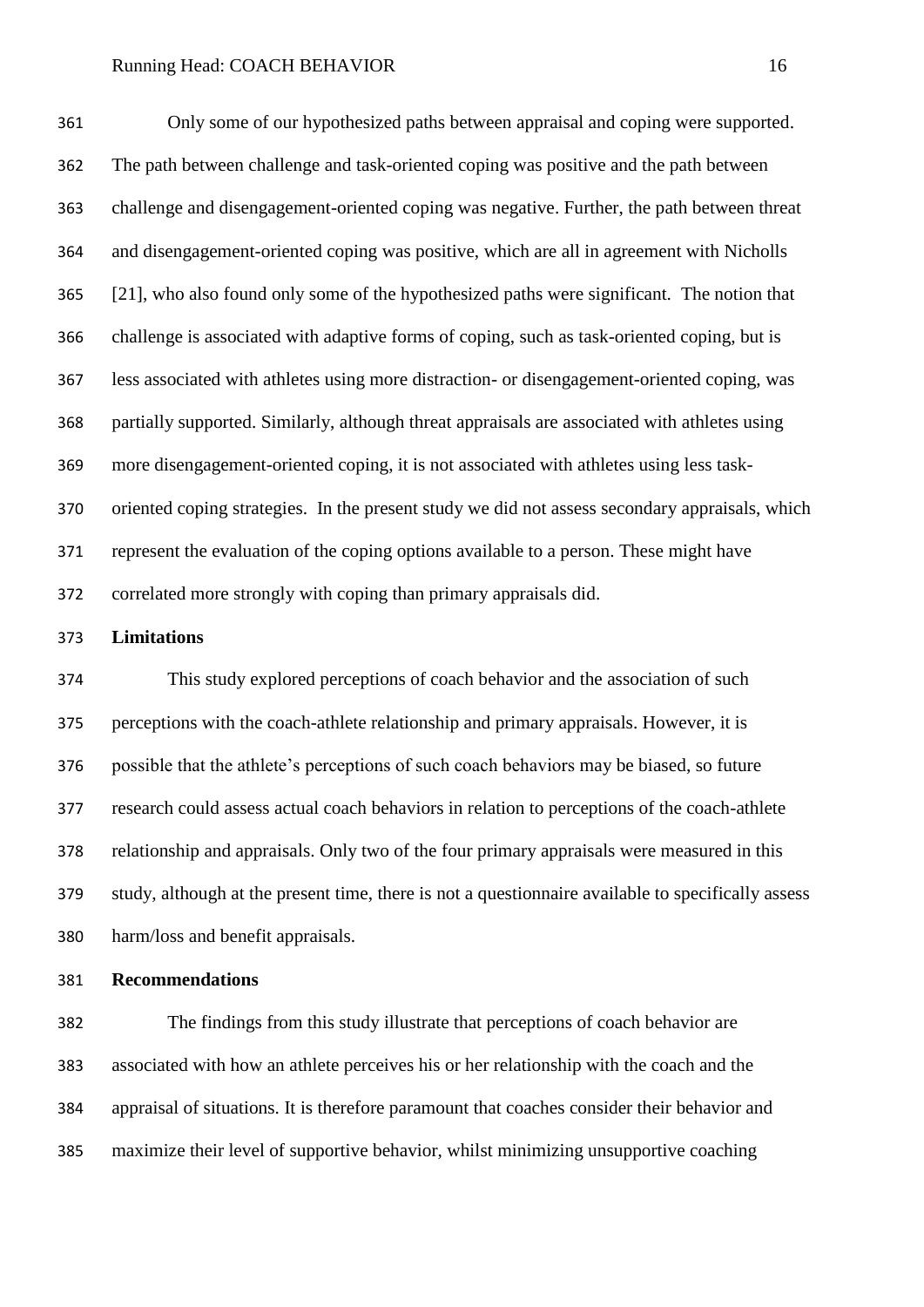Only some of our hypothesized paths between appraisal and coping were supported. The path between challenge and task-oriented coping was positive and the path between challenge and disengagement-oriented coping was negative. Further, the path between threat and disengagement-oriented coping was positive, which are all in agreement with Nicholls [21], who also found only some of the hypothesized paths were significant. The notion that challenge is associated with adaptive forms of coping, such as task-oriented coping, but is less associated with athletes using more distraction- or disengagement-oriented coping, was partially supported. Similarly, although threat appraisals are associated with athletes using more disengagement-oriented coping, it is not associated with athletes using less task-oriented coping strategies. In the present study we did not assess secondary appraisals, which represent the evaluation of the coping options available to a person. These might have correlated more strongly with coping than primary appraisals did.

**Limitations**

This study explored perceptions of coach behavior and the association of such perceptions with the coach-athlete relationship and primary appraisals. However, it is possible that the athlete's perceptions of such coach behaviors may be biased, so future research could assess actual coach behaviors in relation to perceptions of the coach-athlete relationship and appraisals. Only two of the four primary appraisals were measured in this study, although at the present time, there is not a questionnaire available to specifically assess harm/loss and benefit appraisals.

**Recommendations**

The findings from this study illustrate that perceptions of coach behavior are associated with how an athlete perceives his or her relationship with the coach and the appraisal of situations. It is therefore paramount that coaches consider their behavior and maximize their level of supportive behavior, whilst minimizing unsupportive coaching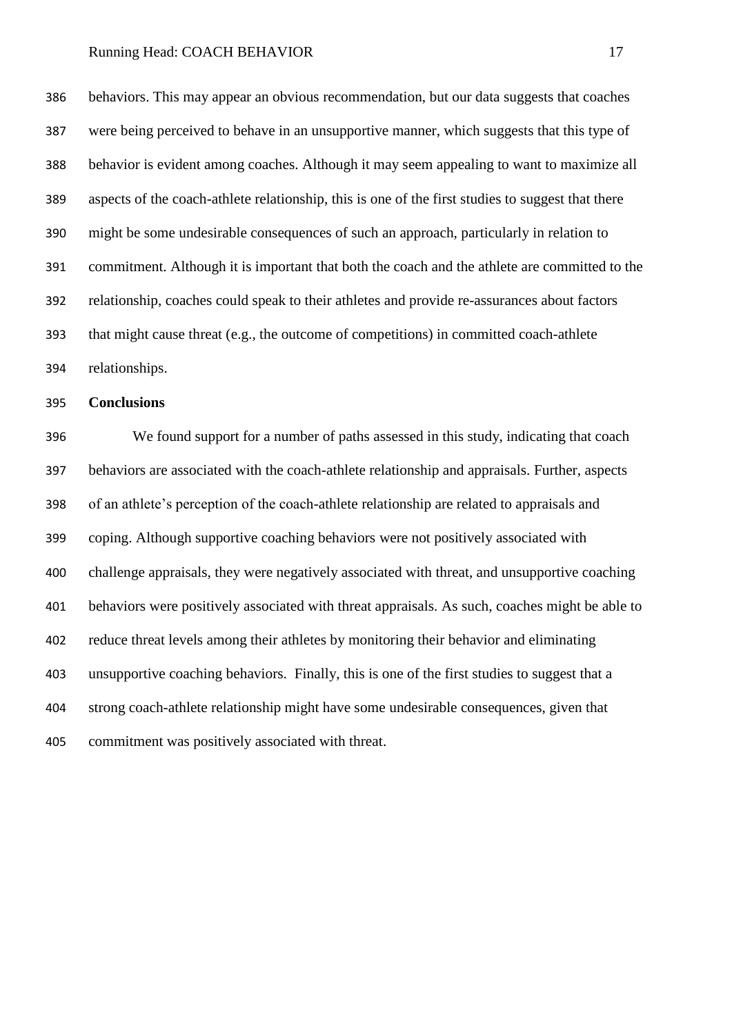behaviors. This may appear an obvious recommendation, but our data suggests that coaches were being perceived to behave in an unsupportive manner, which suggests that this type of behavior is evident among coaches. Although it may seem appealing to want to maximize all aspects of the coach-athlete relationship, this is one of the first studies to suggest that there might be some undesirable consequences of such an approach, particularly in relation to commitment. Although it is important that both the coach and the athlete are committed to the relationship, coaches could speak to their athletes and provide re-assurances about factors that might cause threat (e.g., the outcome of competitions) in committed coach-athlete relationships.

**Conclusions**

We found support for a number of paths assessed in this study, indicating that coach behaviors are associated with the coach-athlete relationship and appraisals. Further, aspects of an athlete's perception of the coach-athlete relationship are related to appraisals and coping. Although supportive coaching behaviors were not positively associated with challenge appraisals, they were negatively associated with threat, and unsupportive coaching behaviors were positively associated with threat appraisals. As such, coaches might be able to reduce threat levels among their athletes by monitoring their behavior and eliminating unsupportive coaching behaviors. Finally, this is one of the first studies to suggest that a strong coach-athlete relationship might have some undesirable consequences, given that commitment was positively associated with threat.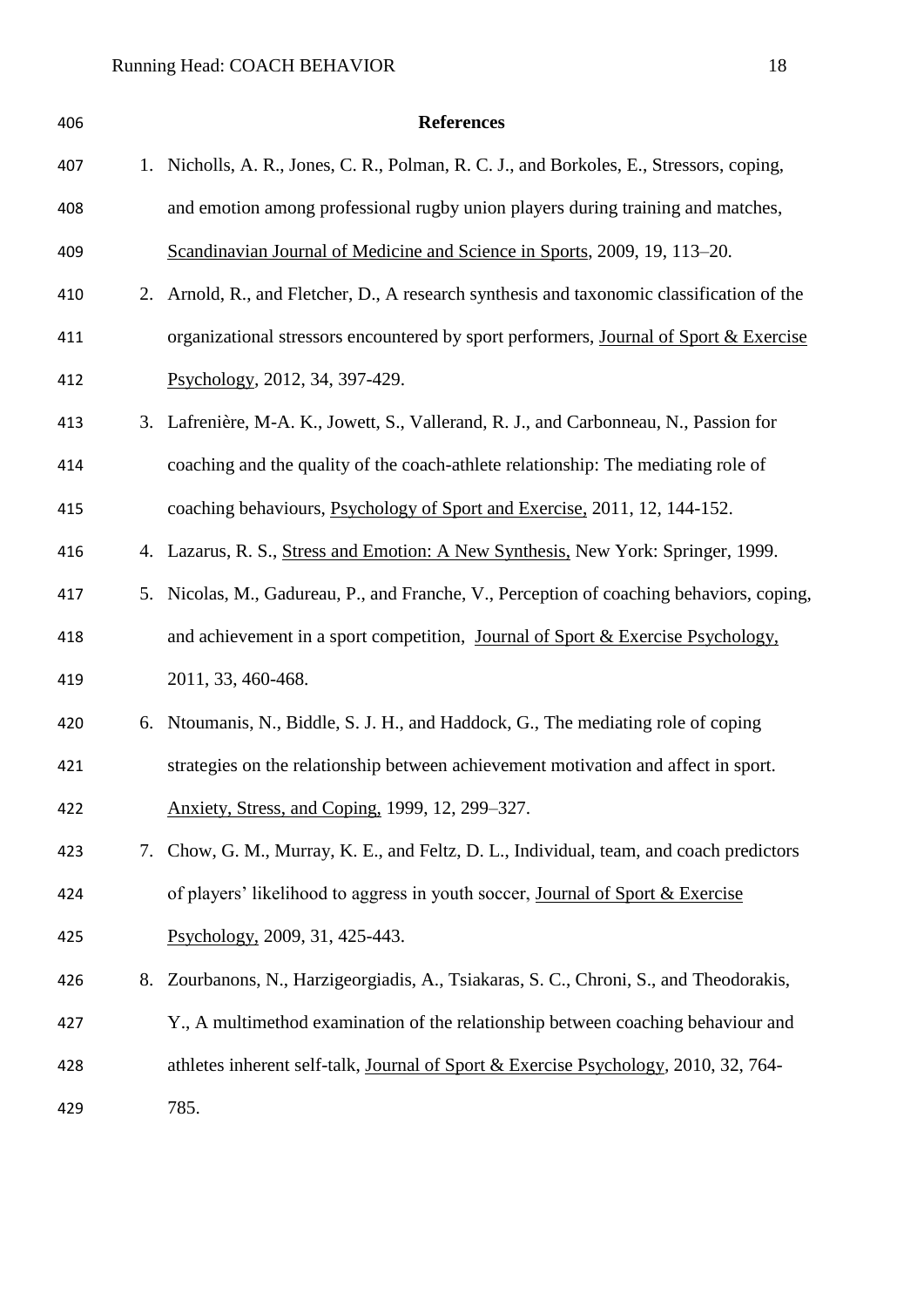## References

1. Nicholls, A. R., Jones, C. R., Polman, R. C. J., and Borkoles, E., Stressors, coping, and emotion among professional rugby union players during training and matches, Scandinavian Journal of Medicine and Science in Sports, 2009, 19, 113–20.
2. Arnold, R., and Fletcher, D., A research synthesis and taxonomic classification of the organizational stressors encountered by sport performers, Journal of Sport & Exercise Psychology, 2012, 34, 397-429.
3. Lafrenière, M-A. K., Jowett, S., Vallerand, R. J., and Carbonneau, N., Passion for coaching and the quality of the coach-athlete relationship: The mediating role of coaching behaviours, Psychology of Sport and Exercise, 2011, 12, 144-152.
4. Lazarus, R. S., Stress and Emotion: A New Synthesis, New York: Springer, 1999.
5. Nicolas, M., Gadureau, P., and Franche, V., Perception of coaching behaviors, coping, and achievement in a sport competition, Journal of Sport & Exercise Psychology, 2011, 33, 460-468.
6. Ntoumanis, N., Biddle, S. J. H., and Haddock, G., The mediating role of coping strategies on the relationship between achievement motivation and affect in sport. Anxiety, Stress, and Coping, 1999, 12, 299–327.
7. Chow, G. M., Murray, K. E., and Feltz, D. L., Individual, team, and coach predictors of players' likelihood to aggress in youth soccer, Journal of Sport & Exercise Psychology, 2009, 31, 425-443.
8. Zourbanons, N., Harzigeorgiadis, A., Tsiakaras, S. C., Chroni, S., and Theodorakis, Y., A multimethod examination of the relationship between coaching behaviour and athletes inherent self-talk, Journal of Sport & Exercise Psychology, 2010, 32, 764-785.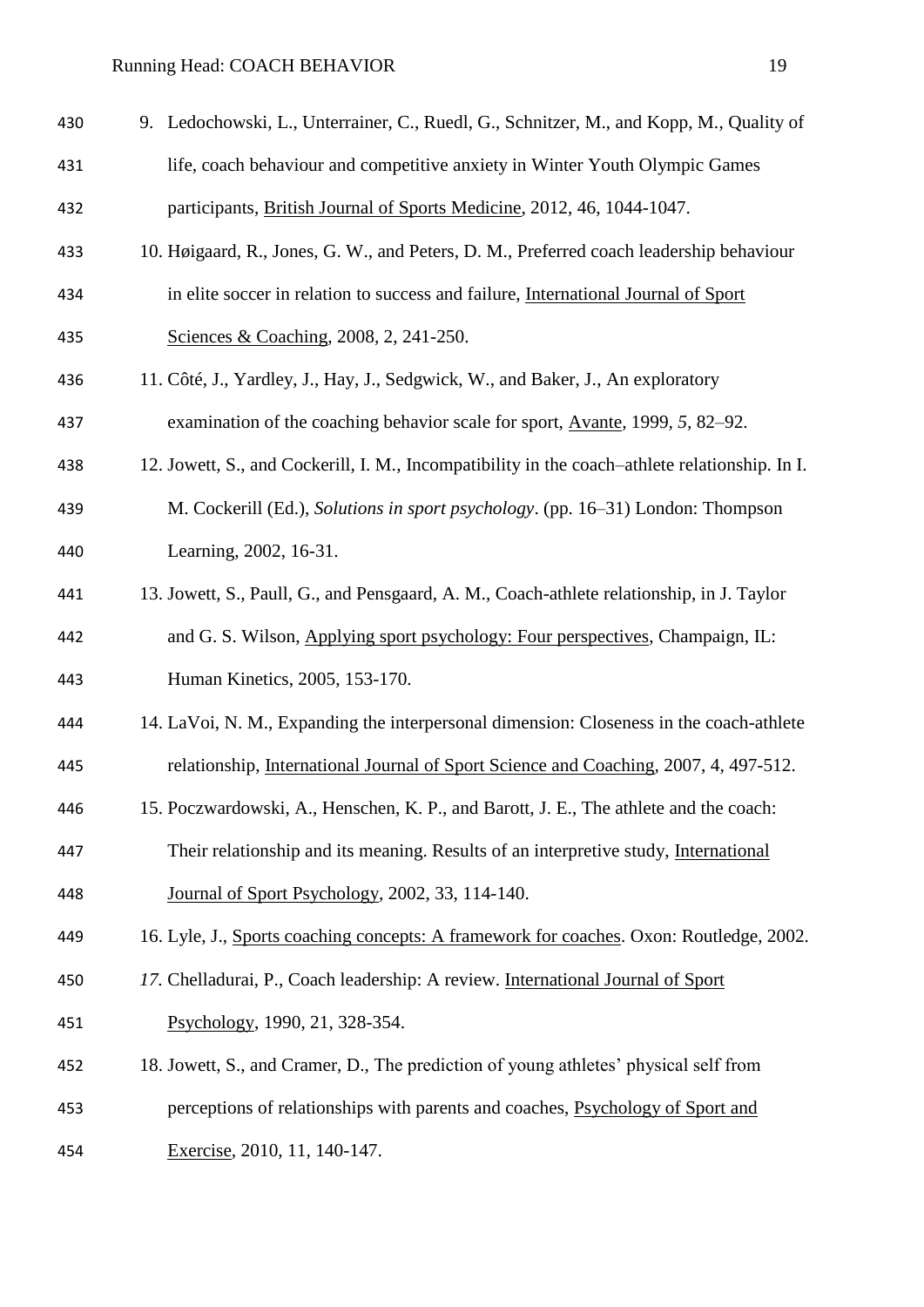9. Ledochowski, L., Unterrainer, C., Ruedl, G., Schnitzer, M., and Kopp, M., Quality of life, coach behaviour and competitive anxiety in Winter Youth Olympic Games participants, British Journal of Sports Medicine, 2012, 46, 1044-1047.
10. Høigaard, R., Jones, G. W., and Peters, D. M., Preferred coach leadership behaviour in elite soccer in relation to success and failure, International Journal of Sport Sciences & Coaching, 2008, 2, 241-250.
11. Côté, J., Yardley, J., Hay, J., Sedgwick, W., and Baker, J., An exploratory examination of the coaching behavior scale for sport, Avante, 1999, *5*, 82–92.
12. Jowett, S., and Cockerill, I. M., Incompatibility in the coach–athlete relationship. In I. M. Cockerill (Ed.), *Solutions in sport psychology*. (pp. 16–31) London: Thompson Learning, 2002, 16-31.
13. Jowett, S., Paull, G., and Pensgaard, A. M., Coach-athlete relationship, in J. Taylor and G. S. Wilson, Applying sport psychology: Four perspectives, Champaign, IL: Human Kinetics, 2005, 153-170.
14. LaVoi, N. M., Expanding the interpersonal dimension: Closeness in the coach-athlete relationship, International Journal of Sport Science and Coaching, 2007, 4, 497-512.
15. Poczwardowski, A., Henschen, K. P., and Barott, J. E., The athlete and the coach: Their relationship and its meaning. Results of an interpretive study, International Journal of Sport Psychology, 2002, 33, 114-140.
16. Lyle, J., Sports coaching concepts: A framework for coaches. Oxon: Routledge, 2002.
17. Chelladurai, P., Coach leadership: A review. International Journal of Sport Psychology, 1990, 21, 328-354.
18. Jowett, S., and Cramer, D., The prediction of young athletes' physical self from perceptions of relationships with parents and coaches, Psychology of Sport and Exercise, 2010, 11, 140-147.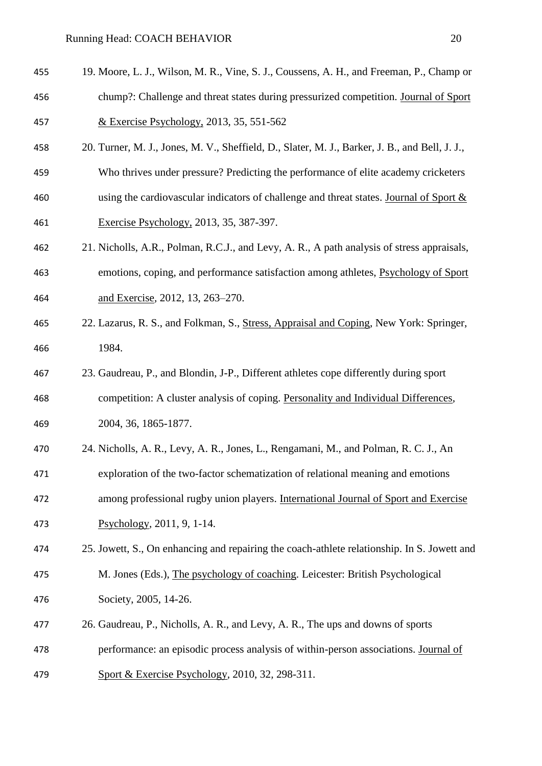19. Moore, L. J., Wilson, M. R., Vine, S. J., Coussens, A. H., and Freeman, P., Champ or chump?: Challenge and threat states during pressurized competition. Journal of Sport & Exercise Psychology, 2013, 35, 551-562

20. Turner, M. J., Jones, M. V., Sheffield, D., Slater, M. J., Barker, J. B., and Bell, J. J., Who thrives under pressure? Predicting the performance of elite academy cricketers using the cardiovascular indicators of challenge and threat states. Journal of Sport & Exercise Psychology, 2013, 35, 387-397.

21. Nicholls, A.R., Polman, R.C.J., and Levy, A. R., A path analysis of stress appraisals, emotions, coping, and performance satisfaction among athletes, Psychology of Sport and Exercise, 2012, 13, 263–270.

22. Lazarus, R. S., and Folkman, S., Stress, Appraisal and Coping, New York: Springer, 1984.

23. Gaudreau, P., and Blondin, J-P., Different athletes cope differently during sport competition: A cluster analysis of coping. Personality and Individual Differences, 2004, 36, 1865-1877.

24. Nicholls, A. R., Levy, A. R., Jones, L., Rengamani, M., and Polman, R. C. J., An exploration of the two-factor schematization of relational meaning and emotions among professional rugby union players. International Journal of Sport and Exercise Psychology, 2011, 9, 1-14.

25. Jowett, S., On enhancing and repairing the coach-athlete relationship. In S. Jowett and M. Jones (Eds.), The psychology of coaching. Leicester: British Psychological Society, 2005, 14-26.

26. Gaudreau, P., Nicholls, A. R., and Levy, A. R., The ups and downs of sports performance: an episodic process analysis of within-person associations. Journal of Sport & Exercise Psychology, 2010, 32, 298-311.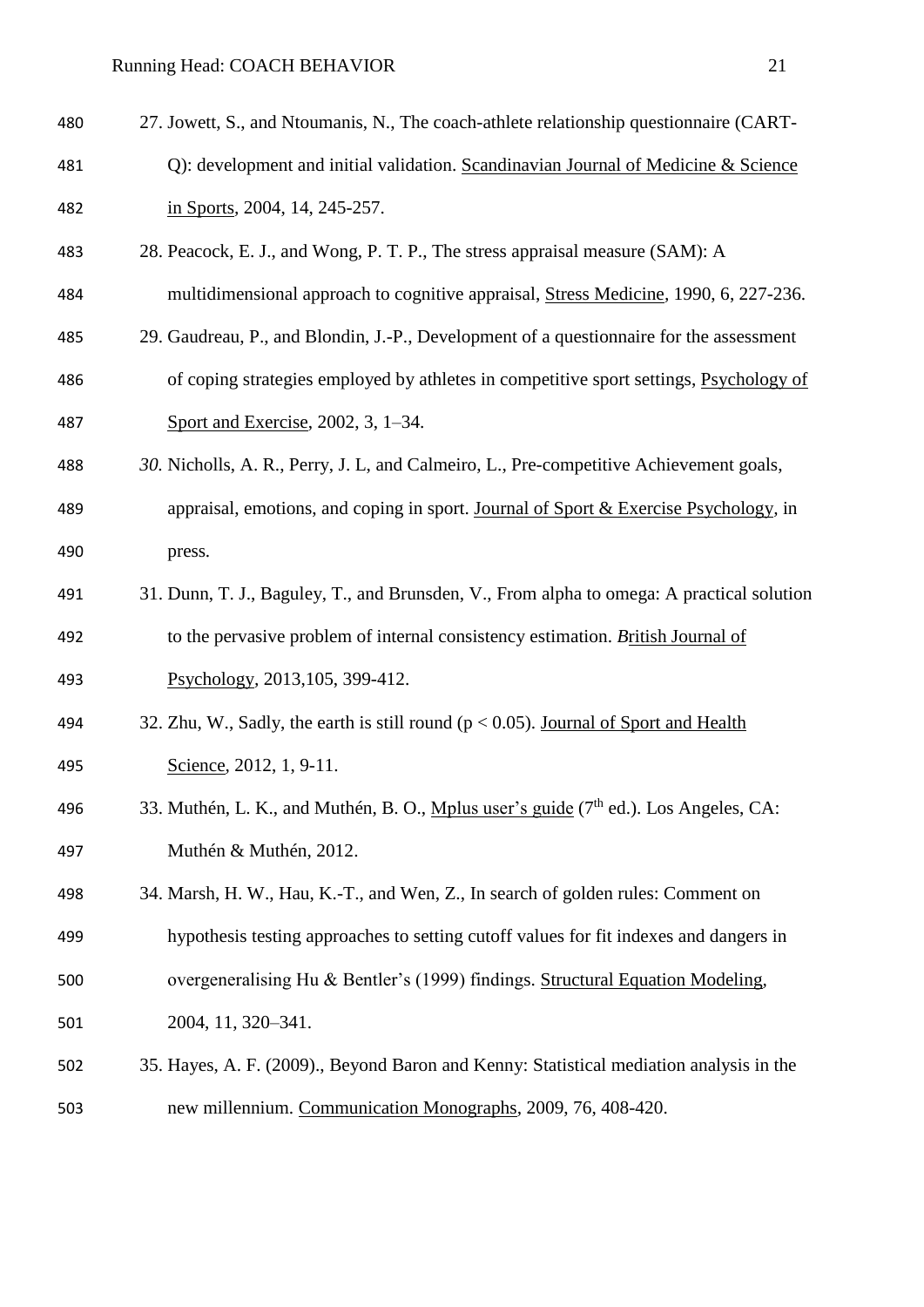27. Jowett, S., and Ntoumanis, N., The coach-athlete relationship questionnaire (CART-Q): development and initial validation. Scandinavian Journal of Medicine & Science in Sports, 2004, 14, 245-257.
28. Peacock, E. J., and Wong, P. T. P., The stress appraisal measure (SAM): A multidimensional approach to cognitive appraisal, Stress Medicine, 1990, 6, 227-236.
29. Gaudreau, P., and Blondin, J.-P., Development of a questionnaire for the assessment of coping strategies employed by athletes in competitive sport settings, Psychology of Sport and Exercise, 2002, 3, 1–34.
30. Nicholls, A. R., Perry, J. L, and Calmeiro, L., Pre-competitive Achievement goals, appraisal, emotions, and coping in sport. Journal of Sport & Exercise Psychology, in press.
31. Dunn, T. J., Baguley, T., and Brunsden, V., From alpha to omega: A practical solution to the pervasive problem of internal consistency estimation. British Journal of Psychology, 2013,105, 399-412.
32. Zhu, W., Sadly, the earth is still round ($p < 0.05$). Journal of Sport and Health Science, 2012, 1, 9-11.
33. Muthén, L. K., and Muthén, B. O., Mplus user's guide ($7^{th}$ ed.). Los Angeles, CA: Muthén & Muthén, 2012.
34. Marsh, H. W., Hau, K.-T., and Wen, Z., In search of golden rules: Comment on hypothesis testing approaches to setting cutoff values for fit indexes and dangers in overgeneralising Hu & Bentler's (1999) findings. Structural Equation Modeling, 2004, 11, 320–341.
35. Hayes, A. F. (2009)., Beyond Baron and Kenny: Statistical mediation analysis in the new millennium. Communication Monographs, 2009, 76, 408-420.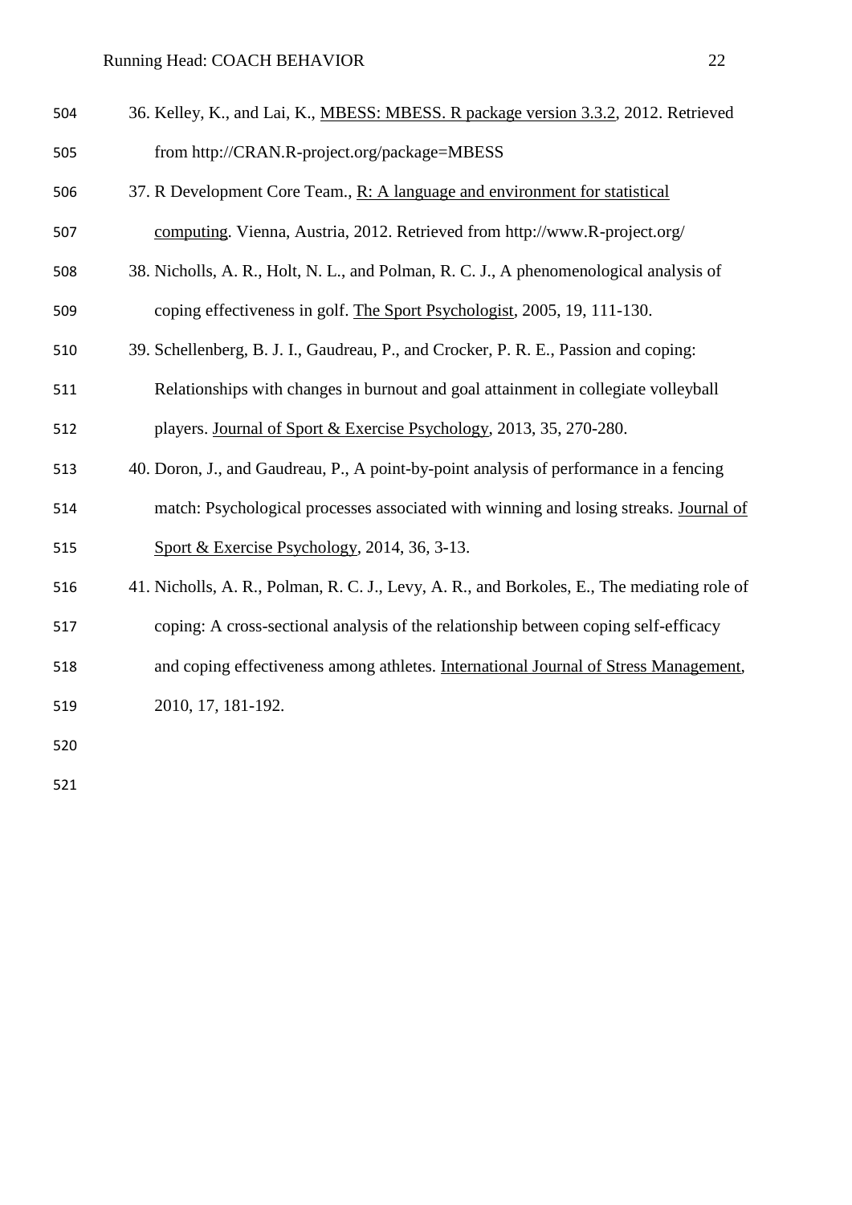36. Kelley, K., and Lai, K., MBESS: MBESS. R package version 3.3.2, 2012. Retrieved from http://CRAN.R-project.org/package=MBESS
37. R Development Core Team., R: A language and environment for statistical computing. Vienna, Austria, 2012. Retrieved from http://www.R-project.org/
38. Nicholls, A. R., Holt, N. L., and Polman, R. C. J., A phenomenological analysis of coping effectiveness in golf. The Sport Psychologist, 2005, 19, 111-130.
39. Schellenberg, B. J. I., Gaudreau, P., and Crocker, P. R. E., Passion and coping: Relationships with changes in burnout and goal attainment in collegiate volleyball players. Journal of Sport & Exercise Psychology, 2013, 35, 270-280.
40. Doron, J., and Gaudreau, P., A point-by-point analysis of performance in a fencing match: Psychological processes associated with winning and losing streaks. Journal of Sport & Exercise Psychology, 2014, 36, 3-13.
41. Nicholls, A. R., Polman, R. C. J., Levy, A. R., and Borkoles, E., The mediating role of coping: A cross-sectional analysis of the relationship between coping self-efficacy and coping effectiveness among athletes. International Journal of Stress Management, 2010, 17, 181-192.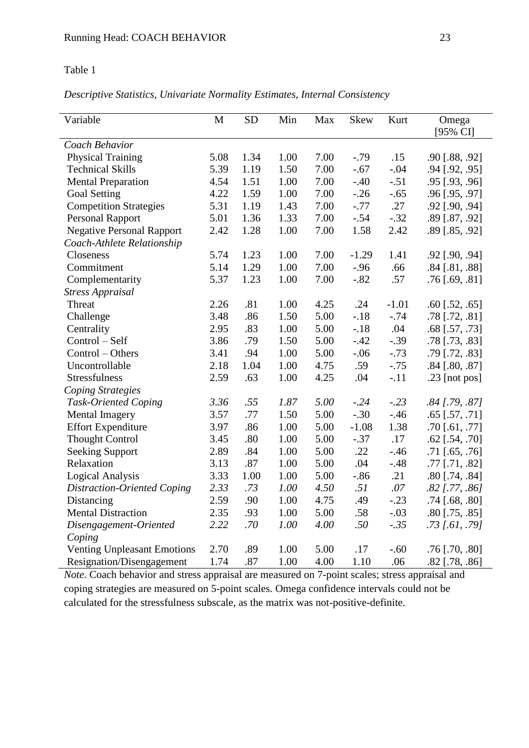Table 1

*Descriptive Statistics, Univariate Normality Estimates, Internal Consistency*

| Variable | M | SD | Min | Max | Skew | Kurt | Omega [95% CI] |
|---|---|---|---|---|---|---|---|
| *Coach Behavior* | | | | | | | |
| Physical Training | 5.08 | 1.34 | 1.00 | 7.00 | -.79 | .15 | .90 [.88, .92] |
| Technical Skills | 5.39 | 1.19 | 1.50 | 7.00 | -.67 | -.04 | .94 [.92, .95] |
| Mental Preparation | 4.54 | 1.51 | 1.00 | 7.00 | -.40 | -.51 | .95 [.93, .96] |
| Goal Setting | 4.22 | 1.59 | 1.00 | 7.00 | -.26 | -.65 | .96 [.95, .97] |
| Competition Strategies | 5.31 | 1.19 | 1.43 | 7.00 | -.77 | .27 | .92 [.90, .94] |
| Personal Rapport | 5.01 | 1.36 | 1.33 | 7.00 | -.54 | -.32 | .89 [.87, .92] |
| Negative Personal Rapport | 2.42 | 1.28 | 1.00 | 7.00 | 1.58 | 2.42 | .89 [.85, .92] |
| *Coach-Athlete Relationship* | | | | | | | |
| Closeness | 5.74 | 1.23 | 1.00 | 7.00 | -1.29 | 1.41 | .92 [.90, .94] |
| Commitment | 5.14 | 1.29 | 1.00 | 7.00 | -.96 | .66 | .84 [.81, .88] |
| Complementarity | 5.37 | 1.23 | 1.00 | 7.00 | -.82 | .57 | .76 [.69, .81] |
| *Stress Appraisal* | | | | | | | |
| Threat | 2.26 | .81 | 1.00 | 4.25 | .24 | -1.01 | .60 [.52, .65] |
| Challenge | 3.48 | .86 | 1.50 | 5.00 | -.18 | -.74 | .78 [.72, .81] |
| Centrality | 2.95 | .83 | 1.00 | 5.00 | -.18 | .04 | .68 [.57, .73] |
| Control – Self | 3.86 | .79 | 1.50 | 5.00 | -.42 | -.39 | .78 [.73, .83] |
| Control – Others | 3.41 | .94 | 1.00 | 5.00 | -.06 | -.73 | .79 [.72, .83] |
| Uncontrollable | 2.18 | 1.04 | 1.00 | 4.75 | .59 | -.75 | .84 [.80, .87] |
| Stressfulness | 2.59 | .63 | 1.00 | 4.25 | .04 | -.11 | .23 [not pos] |
| *Coping Strategies* | | | | | | | |
| *Task-Oriented Coping* | *3.36* | *.55* | *1.87* | *5.00* | *-.24* | *-.23* | *.84 [.79, .87]* |
| Mental Imagery | 3.57 | .77 | 1.50 | 5.00 | -.30 | -.46 | .65 [.57, .71] |
| Effort Expenditure | 3.97 | .86 | 1.00 | 5.00 | -1.08 | 1.38 | .70 [.61, .77] |
| Thought Control | 3.45 | .80 | 1.00 | 5.00 | -.37 | .17 | .62 [.54, .70] |
| Seeking Support | 2.89 | .84 | 1.00 | 5.00 | .22 | -.46 | .71 [.65, .76] |
| Relaxation | 3.13 | .87 | 1.00 | 5.00 | .04 | -.48 | .77 [.71, .82] |
| Logical Analysis | 3.33 | 1.00 | 1.00 | 5.00 | -.86 | .21 | .80 [.74, .84] |
| *Distraction-Oriented Coping* | *2.33* | *.73* | *1.00* | *4.50* | *.51* | *.07* | *.82 [.77, .86]* |
| Distancing | 2.59 | .90 | 1.00 | 4.75 | .49 | -.23 | .74 [.68, .80] |
| Mental Distraction | 2.35 | .93 | 1.00 | 5.00 | .58 | -.03 | .80 [.75, .85] |
| *Disengagement-Oriented Coping* | *2.22* | *.70* | *1.00* | *4.00* | *.50* | *-.35* | *.73 [.61, .79]* |
| Venting Unpleasant Emotions | 2.70 | .89 | 1.00 | 5.00 | .17 | -.60 | .76 [.70, .80] |
| Resignation/Disengagement | 1.74 | .87 | 1.00 | 4.00 | 1.10 | .06 | .82 [.78, .86] |

*Note.* Coach behavior and stress appraisal are measured on 7-point scales; stress appraisal and coping strategies are measured on 5-point scales. Omega confidence intervals could not be calculated for the stressfulness subscale, as the matrix was not-positive-definite.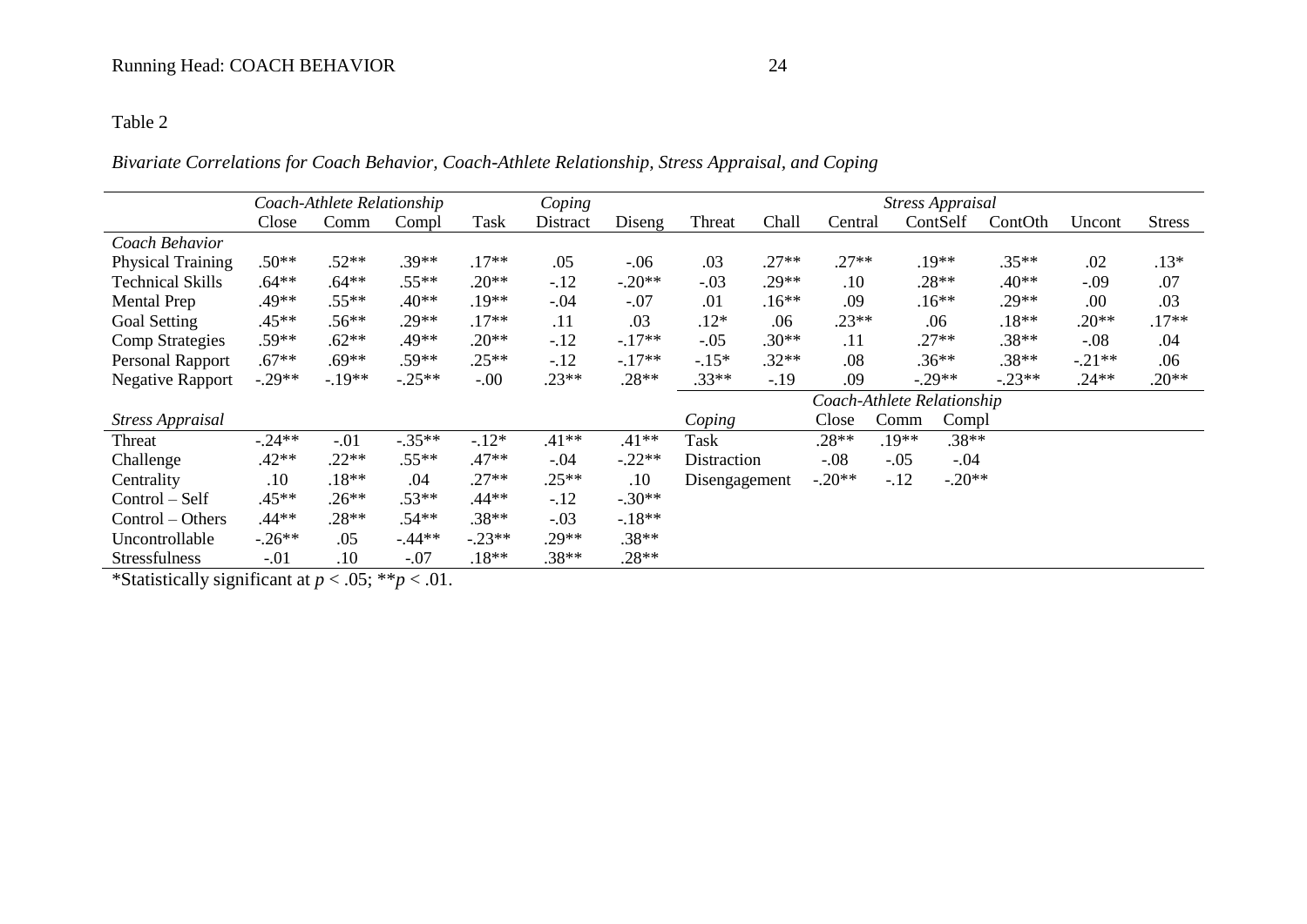Table 2

*Bivariate Correlations for Coach Behavior, Coach-Athlete Relationship, Stress Appraisal, and Coping*

| | *Coach-Athlete Relationship* | | | *Coping* | | | *Stress Appraisal* | | | | | | |
|---|---|---|---|---|---|---|---|---|---|---|---|---|---|
| | Close | Comm | Compl | Task | Distract | Diseng | Threat | Chall | Central | ContSelf | ContOth | Uncont | Stress |
| *Coach Behavior* | | | | | | | | | | | | | |
| Physical Training | .50** | .52** | .39** | .17** | .05 | -.06 | .03 | .27** | .27** | .19** | .35** | .02 | .13* |
| Technical Skills | .64** | .64** | .55** | .20** | -.12 | -.20** | -.03 | .29** | .10 | .28** | .40** | -.09 | .07 |
| Mental Prep | .49** | .55** | .40** | .19** | -.04 | -.07 | .01 | .16** | .09 | .16** | .29** | .00 | .03 |
| Goal Setting | .45** | .56** | .29** | .17** | .11 | .03 | .12* | .06 | .23** | .06 | .18** | .20** | .17** |
| Comp Strategies | .59** | .62** | .49** | .20** | -.12 | -.17** | -.05 | .30** | .11 | .27** | .38** | -.08 | .04 |
| Personal Rapport | .67** | .69** | .59** | .25** | -.12 | -.17** | -.15* | .32** | .08 | .36** | .38** | -.21** | .06 |
| Negative Rapport | -.29** | -.19** | -.25** | -.00 | .23** | .28** | .33** | -.19 | .09 | -.29** | -.23** | .24** | .20** |

| *Stress Appraisal* | Close | Comm | Compl | Task | Distract | Diseng |
|---|---|---|---|---|---|---|
| Threat | -.24** | -.01 | -.35** | -.12* | .41** | .41** |
| Challenge | .42** | .22** | .55** | .47** | -.04 | -.22** |
| Centrality | .10 | .18** | .04 | .27** | .25** | .10 |
| Control – Self | .45** | .26** | .53** | .44** | -.12 | -.30** |
| Control – Others | .44** | .28** | .54** | .38** | -.03 | -.18** |
| Uncontrollable | -.26** | .05 | -.44** | -.23** | .29** | .38** |
| Stressfulness | -.01 | .10 | -.07 | .18** | .38** | .28** |

| *Coping* | *Coach-Athlete Relationship* Close | Comm | Compl |
|---|---|---|---|
| Task | .28** | .19** | .38** |
| Distraction | -.08 | -.05 | -.04 |
| Disengagement | -.20** | -.12 | -.20** |

*Statistically significant at $p < .05$; $^{**}p < .01$.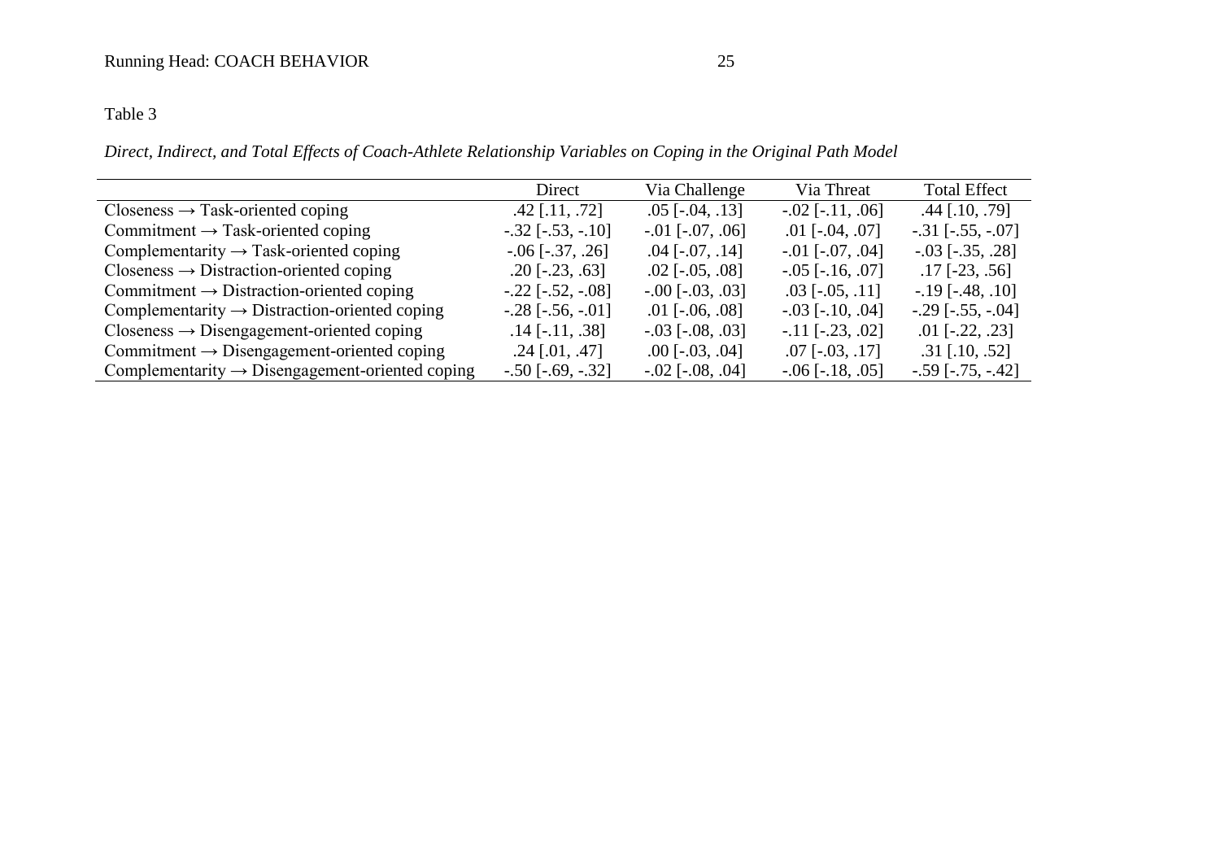Table 3

*Direct, Indirect, and Total Effects of Coach-Athlete Relationship Variables on Coping in the Original Path Model*

| | Direct | Via Challenge | Via Threat | Total Effect |
|---|---|---|---|---|
| Closeness → Task-oriented coping | .42 [.11, .72] | .05 [-.04, .13] | -.02 [-.11, .06] | .44 [.10, .79] |
| Commitment → Task-oriented coping | -.32 [-.53, -.10] | -.01 [-.07, .06] | .01 [-.04, .07] | -.31 [-.55, -.07] |
| Complementarity → Task-oriented coping | -.06 [-.37, .26] | .04 [-.07, .14] | -.01 [-.07, .04] | -.03 [-.35, .28] |
| Closeness → Distraction-oriented coping | .20 [-.23, .63] | .02 [-.05, .08] | -.05 [-.16, .07] | .17 [-23, .56] |
| Commitment → Distraction-oriented coping | -.22 [-.52, -.08] | -.00 [-.03, .03] | .03 [-.05, .11] | -.19 [-.48, .10] |
| Complementarity → Distraction-oriented coping | -.28 [-.56, -.01] | .01 [-.06, .08] | -.03 [-.10, .04] | -.29 [-.55, -.04] |
| Closeness → Disengagement-oriented coping | .14 [-.11, .38] | -.03 [-.08, .03] | -.11 [-.23, .02] | .01 [-.22, .23] |
| Commitment → Disengagement-oriented coping | .24 [.01, .47] | .00 [-.03, .04] | .07 [-.03, .17] | .31 [.10, .52] |
| Complementarity → Disengagement-oriented coping | -.50 [-.69, -.32] | -.02 [-.08, .04] | -.06 [-.18, .05] | -.59 [-.75, -.42] |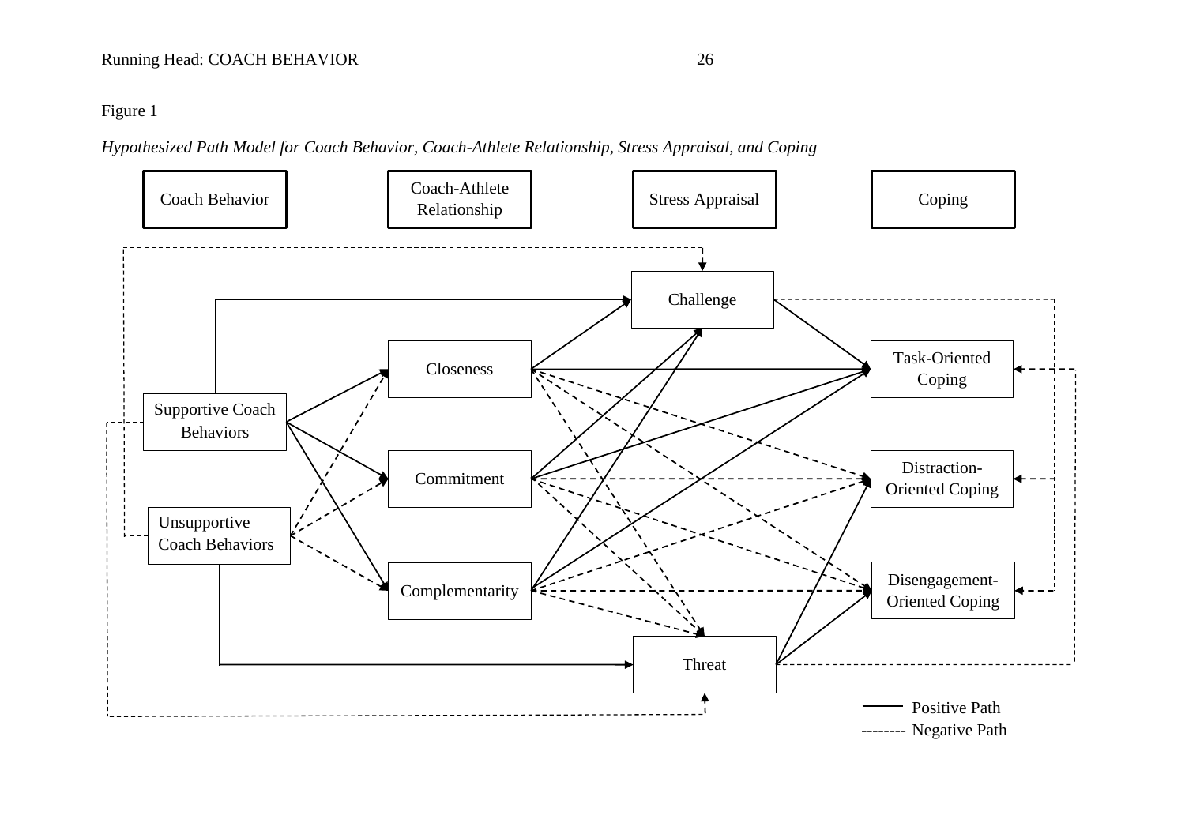Figure 1

*Hypothesized Path Model for Coach Behavior, Coach-Athlete Relationship, Stress Appraisal, and Coping*

Coach Behavior

Coach-Athlete Relationship

Stress Appraisal

Coping

Challenge

Closeness

Task-Oriented Coping

Supportive Coach Behaviors

Commitment

Distraction-Oriented Coping

Unsupportive Coach Behaviors

Complementarity

Disengagement-Oriented Coping

Threat

Positive Path

Negative Path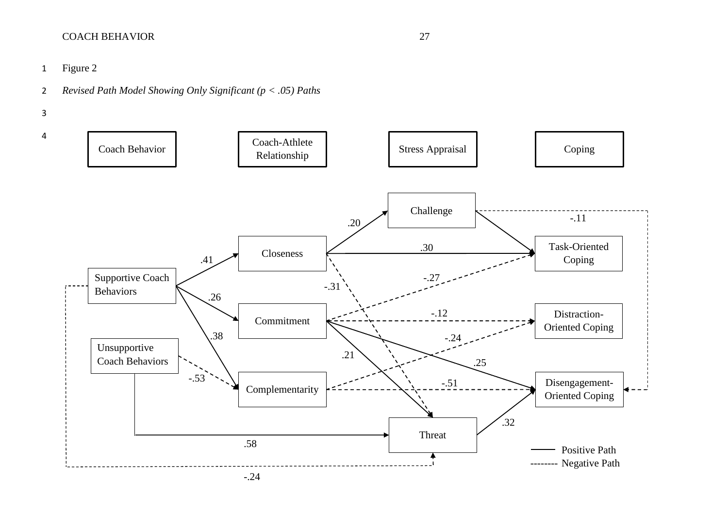Figure 2

*Revised Path Model Showing Only Significant (p < .05) Paths*

Coach Behavior

Coach-Athlete Relationship

Stress Appraisal

Coping

Challenge

Closeness

Commitment

Complementarity

Threat

Supportive Coach Behaviors

Unsupportive Coach Behaviors

Task-Oriented Coping

Distraction-Oriented Coping

Disengagement-Oriented Coping

.20

-.11

.30

.41

-.27

-.31

.26

-.12

-.24

.38

.21

.25

-.53

-.51

.32

.58

-.24

Positive Path

Negative Path